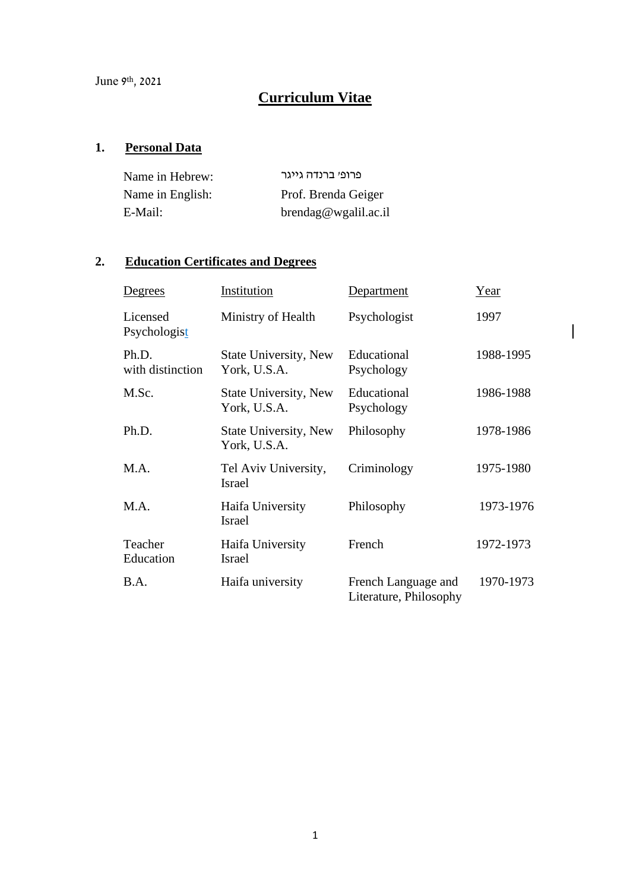June 9th, 2021

# Curriculum Vitae

## 1. Personal Data

| | |
|---|---|
| Name in Hebrew: | פרופ׳ ברנדה גייגר |
| Name in English: | Prof. Brenda Geiger |
| E-Mail: | brendag@wgalil.ac.il |

## 2. Education Certificates and Degrees

| Degrees | Institution | Department | Year |
|---|---|---|---|
| Licensed Psychologist | Ministry of Health | Psychologist | 1997 |
| Ph.D. with distinction | State University, New York, U.S.A. | Educational Psychology | 1988-1995 |
| M.Sc. | State University, New York, U.S.A. | Educational Psychology | 1986-1988 |
| Ph.D. | State University, New York, U.S.A. | Philosophy | 1978-1986 |
| M.A. | Tel Aviv University, Israel | Criminology | 1975-1980 |
| M.A. | Haifa University Israel | Philosophy | 1973-1976 |
| Teacher Education | Haifa University Israel | French | 1972-1973 |
| B.A. | Haifa university | French Language and Literature, Philosophy | 1970-1973 |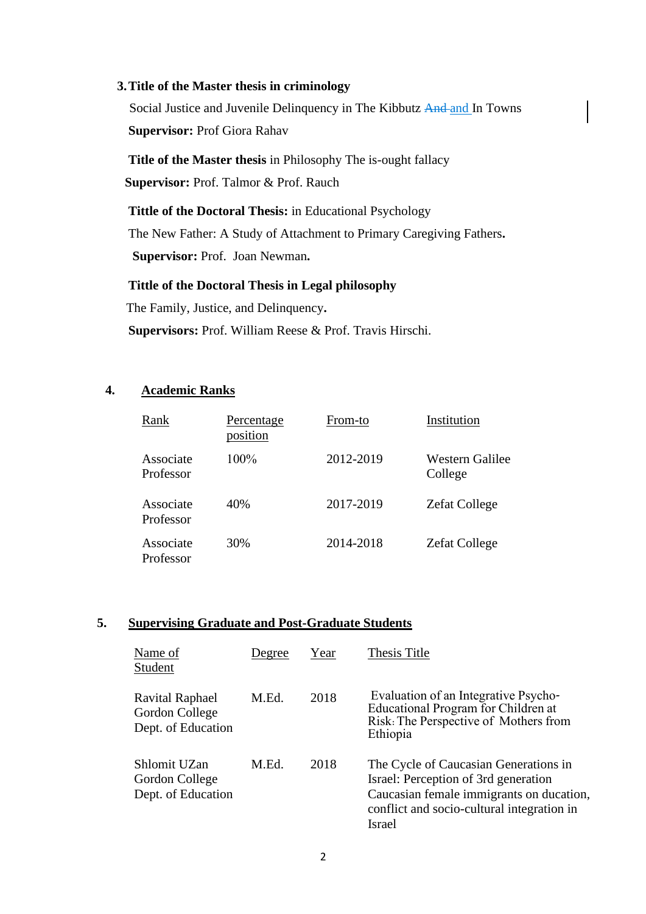**3. Title of the Master thesis in criminology**

Social Justice and Juvenile Delinquency in The Kibbutz ~~And~~ and In Towns

**Supervisor:** Prof Giora Rahav

**Title of the Master thesis** in Philosophy The is-ought fallacy

**Supervisor:** Prof. Talmor & Prof. Rauch

**Tittle of the Doctoral Thesis:** in Educational Psychology

The New Father: A Study of Attachment to Primary Caregiving Fathers**.**

**Supervisor:** Prof. Joan Newman**.**

**Tittle of the Doctoral Thesis in Legal philosophy**

The Family, Justice, and Delinquency**.**

**Supervisors:** Prof. William Reese & Prof. Travis Hirschi.

## 4. Academic Ranks

| Rank | Percentage position | From-to | Institution |
|---|---|---|---|
| Associate Professor | 100% | 2012-2019 | Western Galilee College |
| Associate Professor | 40% | 2017-2019 | Zefat College |
| Associate Professor | 30% | 2014-2018 | Zefat College |

## 5. Supervising Graduate and Post-Graduate Students

| Name of Student | Degree | Year | Thesis Title |
|---|---|---|---|
| Ravital Raphael Gordon College Dept. of Education | M.Ed. | 2018 | Evaluation of an Integrative Psycho-Educational Program for Children at Risk: The Perspective of Mothers from Ethiopia |
| Shlomit UZan Gordon College Dept. of Education | M.Ed. | 2018 | The Cycle of Caucasian Generations in Israel: Perception of 3rd generation Caucasian female immigrants on ducation, conflict and socio-cultural integration in Israel |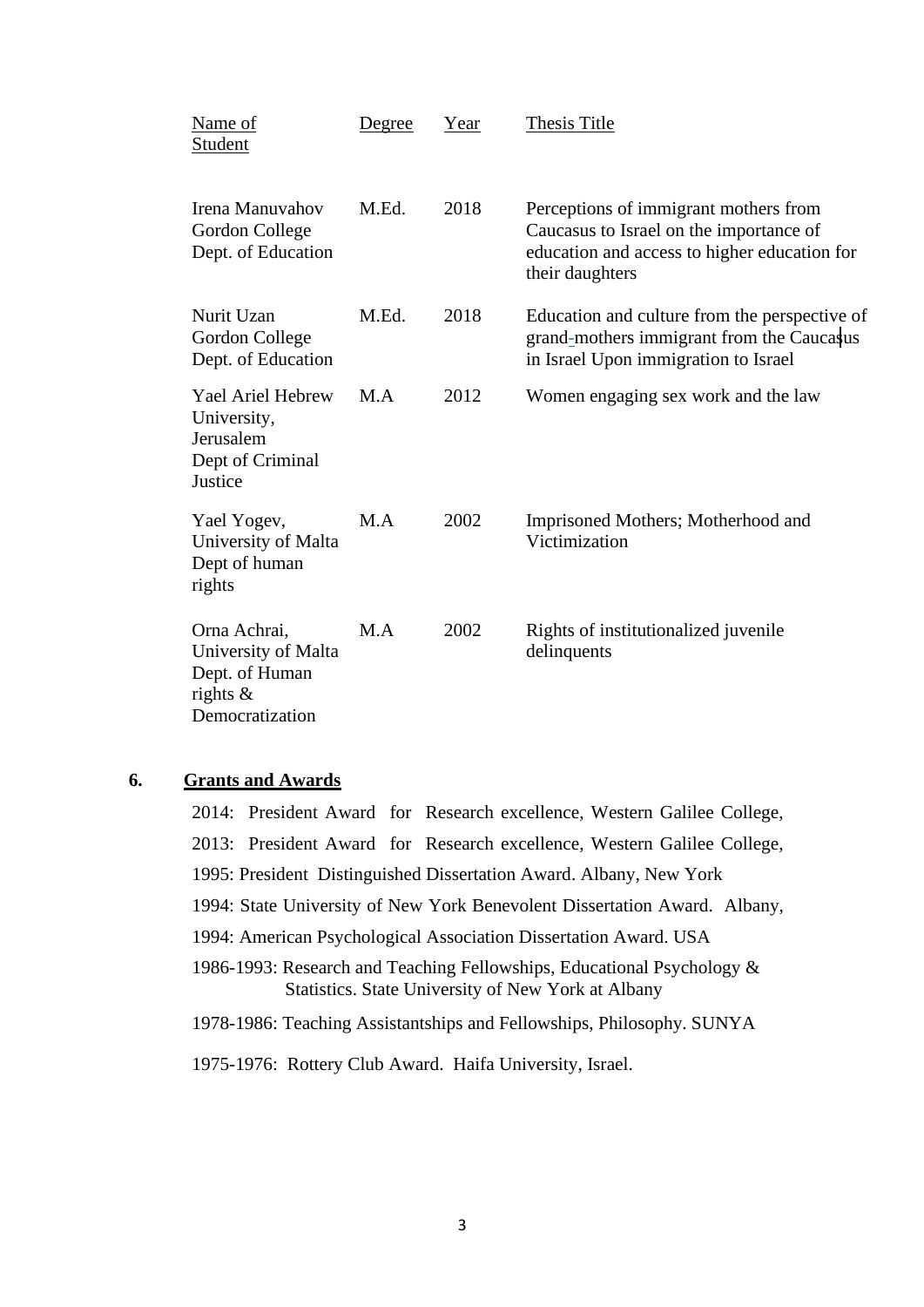| Name of Student | Degree | Year | Thesis Title |
|---|---|---|---|
| Irena Manuvahov Gordon College Dept. of Education | M.Ed. | 2018 | Perceptions of immigrant mothers from Caucasus to Israel on the importance of education and access to higher education for their daughters |
| Nurit Uzan Gordon College Dept. of Education | M.Ed. | 2018 | Education and culture from the perspective of grand-mothers immigrant from the Caucasus in Israel Upon immigration to Israel |
| Yael Ariel Hebrew University, Jerusalem Dept of Criminal Justice | M.A | 2012 | Women engaging sex work and the law |
| Yael Yogev, University of Malta Dept of human rights | M.A | 2002 | Imprisoned Mothers; Motherhood and Victimization |
| Orna Achrai, University of Malta Dept. of Human rights & Democratization | M.A | 2002 | Rights of institutionalized juvenile delinquents |

## 6. Grants and Awards

2014: President Award for Research excellence, Western Galilee College,

2013: President Award for Research excellence, Western Galilee College,

1995: President Distinguished Dissertation Award. Albany, New York

1994: State University of New York Benevolent Dissertation Award. Albany,

1994: American Psychological Association Dissertation Award. USA

1986-1993: Research and Teaching Fellowships, Educational Psychology & Statistics. State University of New York at Albany

1978-1986: Teaching Assistantships and Fellowships, Philosophy. SUNYA

1975-1976: Rottery Club Award. Haifa University, Israel.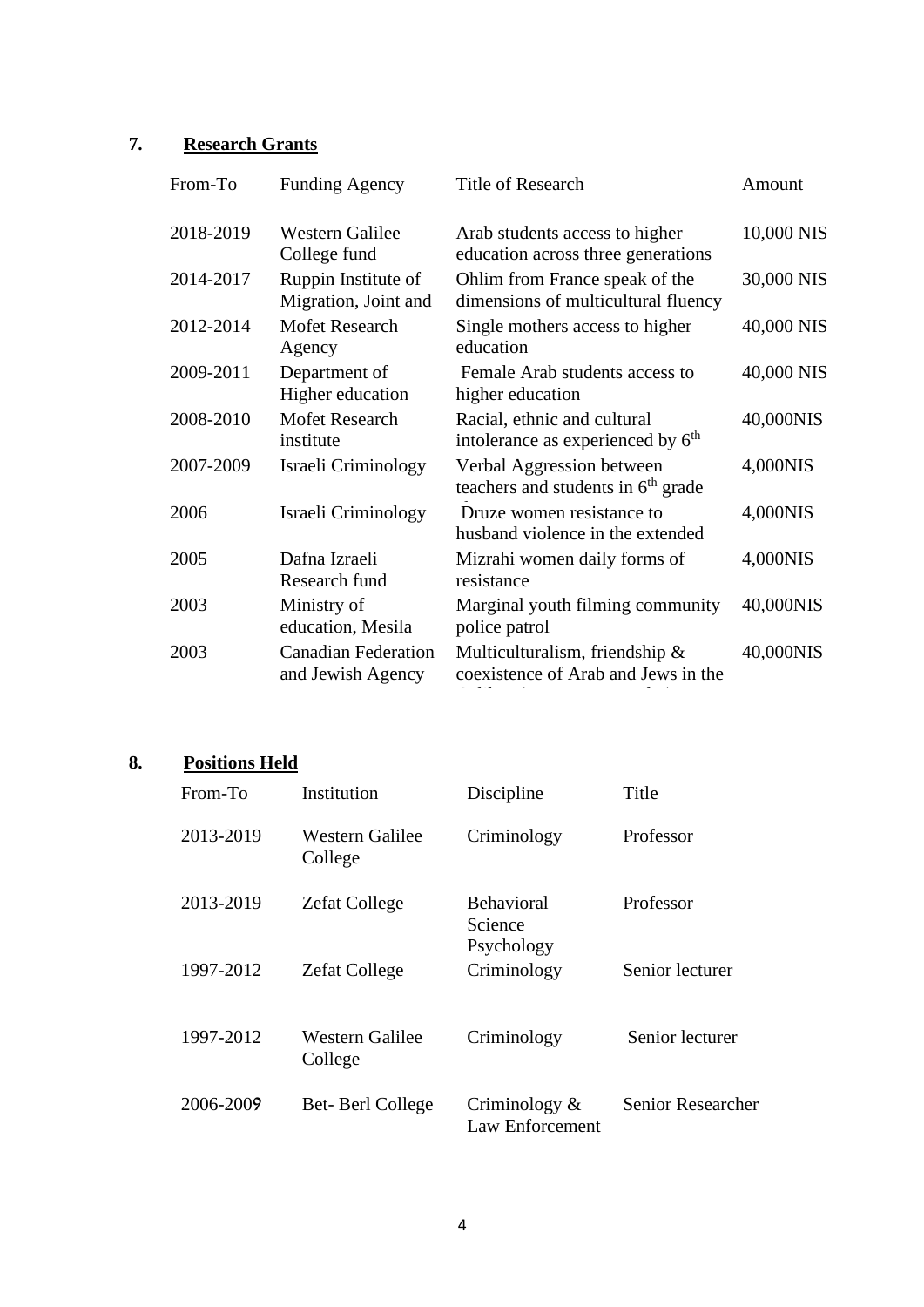## 7. Research Grants

| From-To | Funding Agency | Title of Research | Amount |
|---|---|---|---|
| 2018-2019 | Western Galilee College fund | Arab students access to higher education across three generations | 10,000 NIS |
| 2014-2017 | Ruppin Institute of Migration, Joint and | Ohlim from France speak of the dimensions of multicultural fluency | 30,000 NIS |
| 2012-2014 | Mofet Research Agency | Single mothers access to higher education | 40,000 NIS |
| 2009-2011 | Department of Higher education | Female Arab students access to higher education | 40,000 NIS |
| 2008-2010 | Mofet Research institute | Racial, ethnic and cultural intolerance as experienced by 6th | 40,000NIS |
| 2007-2009 | Israeli Criminology | Verbal Aggression between teachers and students in 6th grade | 4,000NIS |
| 2006 | Israeli Criminology | Druze women resistance to husband violence in the extended | 4,000NIS |
| 2005 | Dafna Izraeli Research fund | Mizrahi women daily forms of resistance | 4,000NIS |
| 2003 | Ministry of education, Mesila | Marginal youth filming community police patrol | 40,000NIS |
| 2003 | Canadian Federation and Jewish Agency | Multiculturalism, friendship & coexistence of Arab and Jews in the | 40,000NIS |

## 8. Positions Held

| From-To | Institution | Discipline | Title |
|---|---|---|---|
| 2013-2019 | Western Galilee College | Criminology | Professor |
| 2013-2019 | Zefat College | Behavioral Science Psychology | Professor |
| 1997-2012 | Zefat College | Criminology | Senior lecturer |
| 1997-2012 | Western Galilee College | Criminology | Senior lecturer |
| 2006-2009 | Bet- Berl College | Criminology & Law Enforcement | Senior Researcher |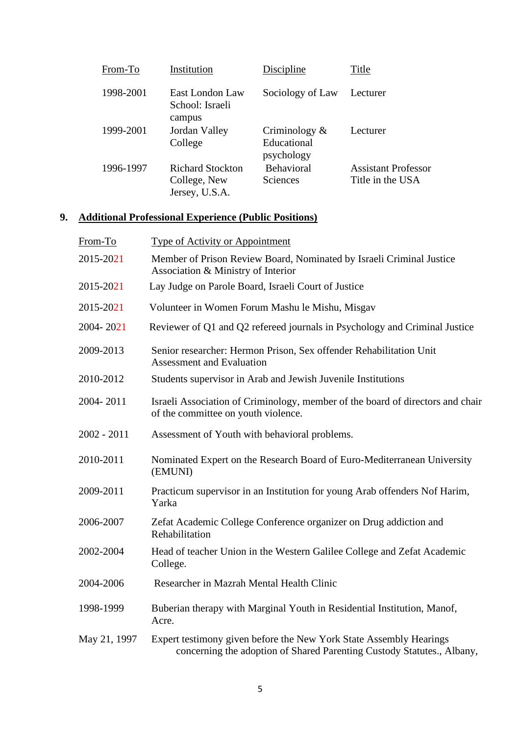| From-To | Institution | Discipline | Title |
|---|---|---|---|
| 1998-2001 | East London Law School: Israeli campus | Sociology of Law | Lecturer |
| 1999-2001 | Jordan Valley College | Criminology & Educational psychology | Lecturer |
| 1996-1997 | Richard Stockton College, New Jersey, U.S.A. | Behavioral Sciences | Assistant Professor Title in the USA |

## 9. Additional Professional Experience (Public Positions)

| From-To | Type of Activity or Appointment |
|---|---|
| 2015-2021 | Member of Prison Review Board, Nominated by Israeli Criminal Justice Association & Ministry of Interior |
| 2015-2021 | Lay Judge on Parole Board, Israeli Court of Justice |
| 2015-2021 | Volunteer in Women Forum Mashu le Mishu, Misgav |
| 2004- 2021 | Reviewer of Q1 and Q2 refereed journals in Psychology and Criminal Justice |
| 2009-2013 | Senior researcher: Hermon Prison, Sex offender Rehabilitation Unit Assessment and Evaluation |
| 2010-2012 | Students supervisor in Arab and Jewish Juvenile Institutions |
| 2004- 2011 | Israeli Association of Criminology, member of the board of directors and chair of the committee on youth violence. |
| 2002 - 2011 | Assessment of Youth with behavioral problems. |
| 2010-2011 | Nominated Expert on the Research Board of Euro-Mediterranean University (EMUNI) |
| 2009-2011 | Practicum supervisor in an Institution for young Arab offenders Nof Harim, Yarka |
| 2006-2007 | Zefat Academic College Conference organizer on Drug addiction and Rehabilitation |
| 2002-2004 | Head of teacher Union in the Western Galilee College and Zefat Academic College. |
| 2004-2006 | Researcher in Mazrah Mental Health Clinic |
| 1998-1999 | Buberian therapy with Marginal Youth in Residential Institution, Manof, Acre. |
| May 21, 1997 | Expert testimony given before the New York State Assembly Hearings concerning the adoption of Shared Parenting Custody Statutes., Albany, |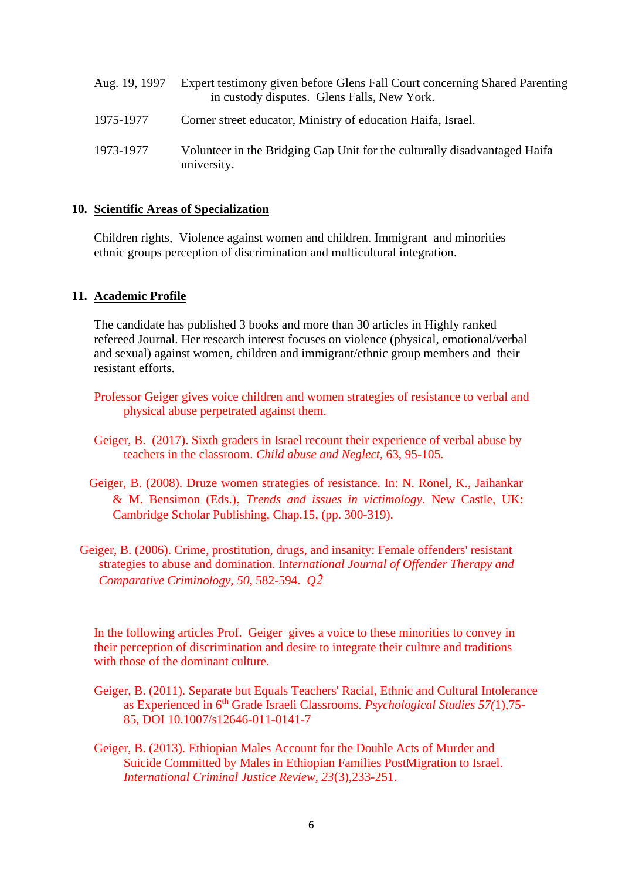Aug. 19, 1997 Expert testimony given before Glens Fall Court concerning Shared Parenting in custody disputes. Glens Falls, New York.

1975-1977 Corner street educator, Ministry of education Haifa, Israel.

1973-1977 Volunteer in the Bridging Gap Unit for the culturally disadvantaged Haifa university.

## 10. Scientific Areas of Specialization

Children rights, Violence against women and children. Immigrant and minorities ethnic groups perception of discrimination and multicultural integration.

## 11. Academic Profile

The candidate has published 3 books and more than 30 articles in Highly ranked refereed Journal. Her research interest focuses on violence (physical, emotional/verbal and sexual) against women, children and immigrant/ethnic group members and their resistant efforts.

Professor Geiger gives voice children and women strategies of resistance to verbal and physical abuse perpetrated against them.

Geiger, B. (2017). Sixth graders in Israel recount their experience of verbal abuse by teachers in the classroom. *Child abuse and Neglect*, 63, 95-105.

Geiger, B. (2008). Druze women strategies of resistance. In: N. Ronel, K., Jaihankar & M. Bensimon (Eds.), *Trends and issues in victimology*. New Castle, UK: Cambridge Scholar Publishing, Chap.15, (pp. 300-319).

Geiger, B. (2006). Crime, prostitution, drugs, and insanity: Female offenders' resistant strategies to abuse and domination. I*nternational Journal of Offender Therapy and Comparative Criminology*, *50*, 582-594. *Q2*

In the following articles Prof. Geiger gives a voice to these minorities to convey in their perception of discrimination and desire to integrate their culture and traditions with those of the dominant culture.

Geiger, B. (2011). Separate but Equals Teachers' Racial, Ethnic and Cultural Intolerance as Experienced in 6th Grade Israeli Classrooms. *Psychological Studies 57(*1),75-85, DOI 10.1007/s12646-011-0141-7

Geiger, B. (2013). Ethiopian Males Account for the Double Acts of Murder and Suicide Committed by Males in Ethiopian Families PostMigration to Israel. *International Criminal Justice Review, 23*(3),233-251.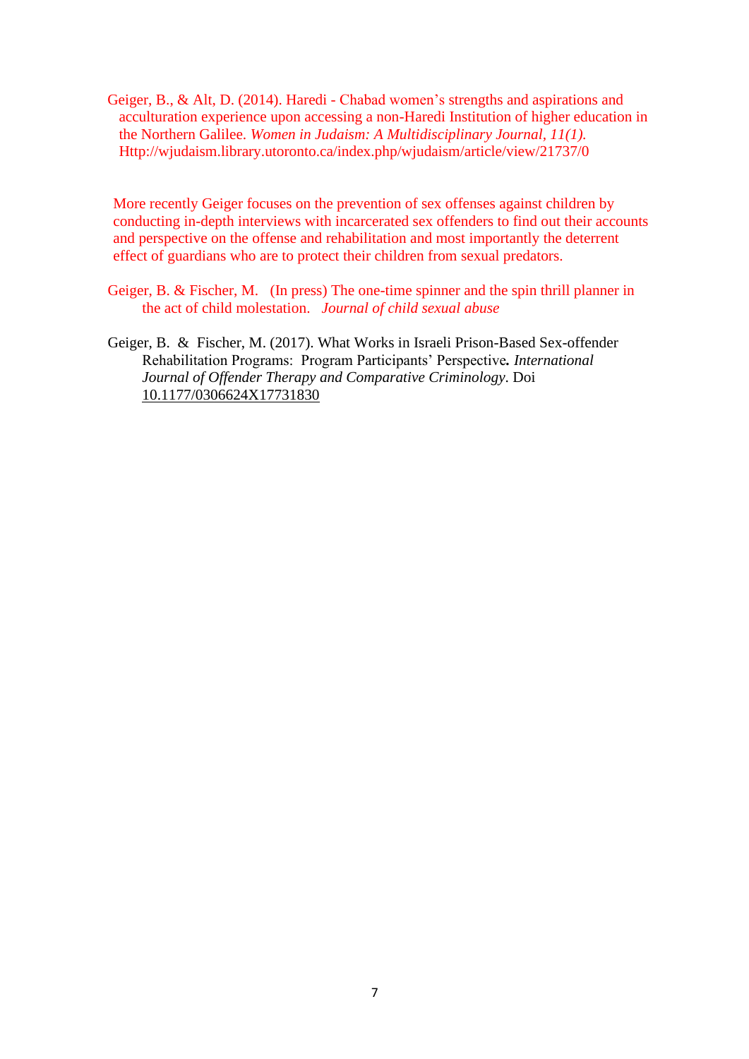Geiger, B., & Alt, D. (2014). Haredi - Chabad women's strengths and aspirations and acculturation experience upon accessing a non-Haredi Institution of higher education in the Northern Galilee. *Women in Judaism: A Multidisciplinary Journal, 11(1).* Http://wjudaism.library.utoronto.ca/index.php/wjudaism/article/view/21737/0

More recently Geiger focuses on the prevention of sex offenses against children by conducting in-depth interviews with incarcerated sex offenders to find out their accounts and perspective on the offense and rehabilitation and most importantly the deterrent effect of guardians who are to protect their children from sexual predators.

Geiger, B. & Fischer, M. (In press) The one-time spinner and the spin thrill planner in the act of child molestation. *Journal of child sexual abuse*

Geiger, B. & Fischer, M. (2017). What Works in Israeli Prison-Based Sex-offender Rehabilitation Programs: Program Participants' Perspective**.** *International Journal of Offender Therapy and Comparative Criminology*. Doi 10.1177/0306624X17731830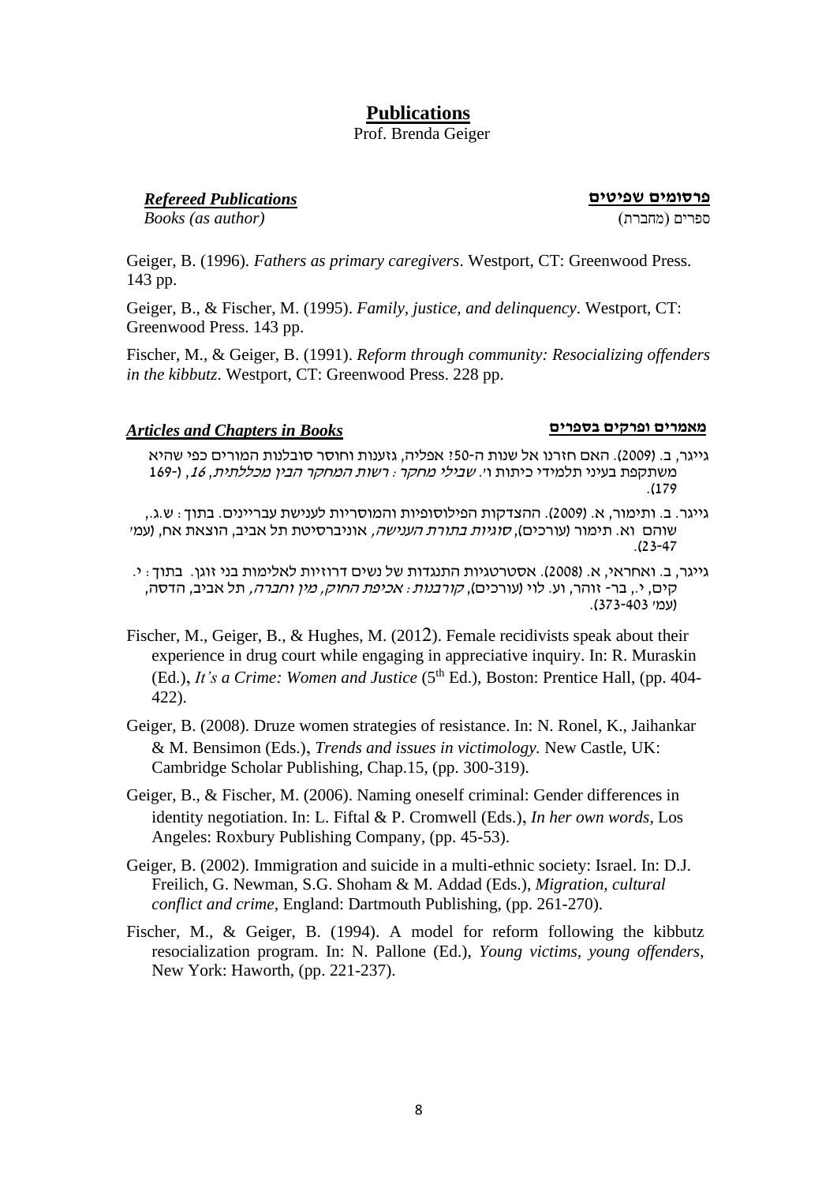# **Publications**

Prof. Brenda Geiger

***Refereed Publications*** **פרסומים שפיטים**

*Books (as author)* ספרים (מחברת)

Geiger, B. (1996). *Fathers as primary caregivers*. Westport, CT: Greenwood Press. 143 pp.

Geiger, B., & Fischer, M. (1995). *Family, justice, and delinquency*. Westport, CT: Greenwood Press. 143 pp.

Fischer, M., & Geiger, B. (1991). *Reform through community: Resocializing offenders in the kibbutz*. Westport, CT: Greenwood Press. 228 pp.

## ***Articles and Chapters in Books*** **מאמרים ופרקים בספרים**

גייגר, ב. (2009). האם חזרנו אל שנות ה-50? אפליה, גזענות וחוסר סובלנות המורים כפי שהיא משתקפת בעיני תלמידי כיתות ו'. *שבילי מחקר : רשות המחקר הבין מכללתית, 16*, (169-179).

גייגר. ב. ותימור, א. (2009). ההצדקות הפילוסופיות והמוסריות לענישת עבריינים. בתוך : ש.ג., שוהם וא. תימור (עורכים), *סוגיות בתורת הענישה,* אוניברסיטת תל אביב, הוצאת אח, (עמ' 23-47).

גייגר, ב. ואחראי, א. (2008). אסטרטגיות התנגדות של נשים דרוזיות לאלימות בני זוגן. בתוך : י. קים, י., בר- זוהר, וע. לוי (עורכים), *קורבנות : אכיפת החוק, מין וחברה,* תל אביב, הדסה, (עמ' 373-403).

Fischer, M., Geiger, B., & Hughes, M. (2012). Female recidivists speak about their experience in drug court while engaging in appreciative inquiry. In: R. Muraskin (Ed.), *It's a Crime: Women and Justice* (5th Ed.), Boston: Prentice Hall, (pp. 404-422).

Geiger, B. (2008). Druze women strategies of resistance. In: N. Ronel, K., Jaihankar & M. Bensimon (Eds.), *Trends and issues in victimology.* New Castle, UK: Cambridge Scholar Publishing, Chap.15, (pp. 300-319).

Geiger, B., & Fischer, M. (2006). Naming oneself criminal: Gender differences in identity negotiation. In: L. Fiftal & P. Cromwell (Eds.), *In her own words*, Los Angeles: Roxbury Publishing Company, (pp. 45-53).

Geiger, B. (2002). Immigration and suicide in a multi-ethnic society: Israel. In: D.J. Freilich, G. Newman, S.G. Shoham & M. Addad (Eds.), *Migration, cultural conflict and crime*, England: Dartmouth Publishing, (pp. 261-270).

Fischer, M., & Geiger, B. (1994). A model for reform following the kibbutz resocialization program. In: N. Pallone (Ed.), *Young victims, young offenders*, New York: Haworth, (pp. 221-237).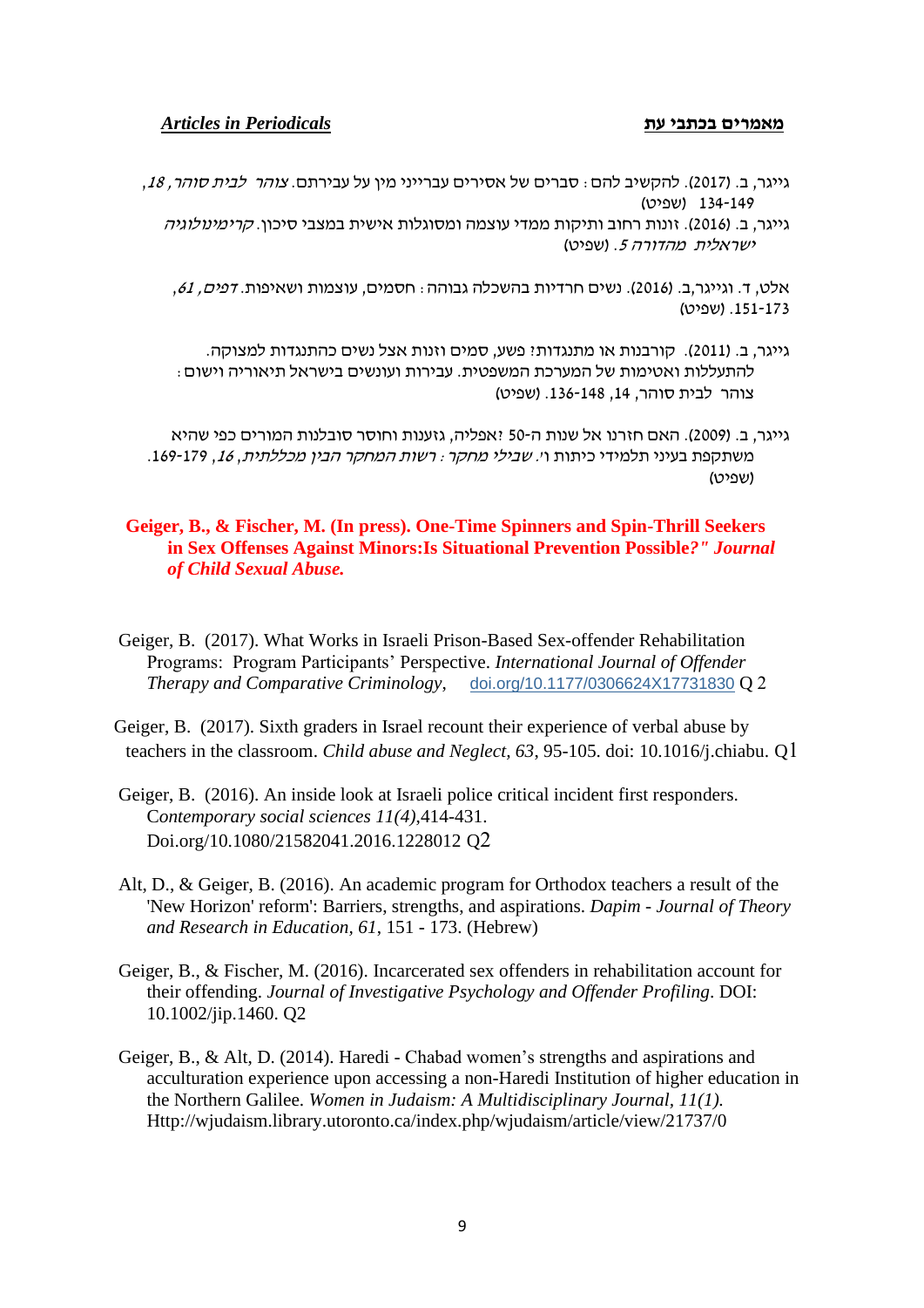## *Articles in Periodicals* — מאמרים בכתבי עת

גייגר, ב. (2017). להקשיב להם: סברים של אסירים עברייני מין על עבירתם. *צוהר לבית סוהר, 18*, 134-149 (שפיט)

גייגר, ב. (2016). זונות רחוב ותיקות ממדי עוצמה ומסוגלות אישית במצבי סיכון. *קרימינולוגיה ישראלית מהדורה 5*. (שפיט)

אלט, ד. וגייגר,ב. (2016). נשים חרדיות בהשכלה גבוהה: חסמים, עוצמות ושאיפות. *דפים, 61*, 151-173. (שפיט)

גייגר, ב. (2011). קורבנות או מתנגדות? פשע, סמים וזנות אצל נשים כהתנגדות למצוקה. להתעללות ואטימות של המערכת המשפטית. עבירות וענשים בישראל תיאוריה וישום: צוהר לבית סוהר, 14, 136-148. (שפיט)

גייגר, ב. (2009). האם חזרנו אל שנות ה-50 ?אפליה, גזענות וחוסר סובלנות המורים כפי שהיא משתקפת בעיני תלמידי כיתות ו'. *שבילי מחקר: רשות המחקר הבין מכללתית, 16*, 169-179. (שפיט)

**Geiger, B., & Fischer, M. (In press). One-Time Spinners and Spin-Thrill Seekers in Sex Offenses Against Minors:Is Situational Prevention Possible?" *Journal of Child Sexual Abuse.***

Geiger, B. (2017). What Works in Israeli Prison-Based Sex-offender Rehabilitation Programs: Program Participants' Perspective. *International Journal of Offender Therapy and Comparative Criminology*, doi.org/10.1177/0306624X17731830 Q 2

Geiger, B. (2017). Sixth graders in Israel recount their experience of verbal abuse by teachers in the classroom. *Child abuse and Neglect, 63*, 95-105. doi: 10.1016/j.chiabu. Q1

Geiger, B. (2016). An inside look at Israeli police critical incident first responders. C*ontemporary social sciences 11(4)*,414-431. Doi.org/10.1080/21582041.2016.1228012 Q2

Alt, D., & Geiger, B. (2016). An academic program for Orthodox teachers a result of the 'New Horizon' reform': Barriers, strengths, and aspirations. *Dapim - Journal of Theory and Research in Education, 61*, 151 - 173. (Hebrew)

Geiger, B., & Fischer, M. (2016). Incarcerated sex offenders in rehabilitation account for their offending. *Journal of Investigative Psychology and Offender Profiling*. DOI: 10.1002/jip.1460. Q2

Geiger, B., & Alt, D. (2014). Haredi - Chabad women's strengths and aspirations and acculturation experience upon accessing a non-Haredi Institution of higher education in the Northern Galilee. *Women in Judaism: A Multidisciplinary Journal, 11(1).* Http://wjudaism.library.utoronto.ca/index.php/wjudaism/article/view/21737/0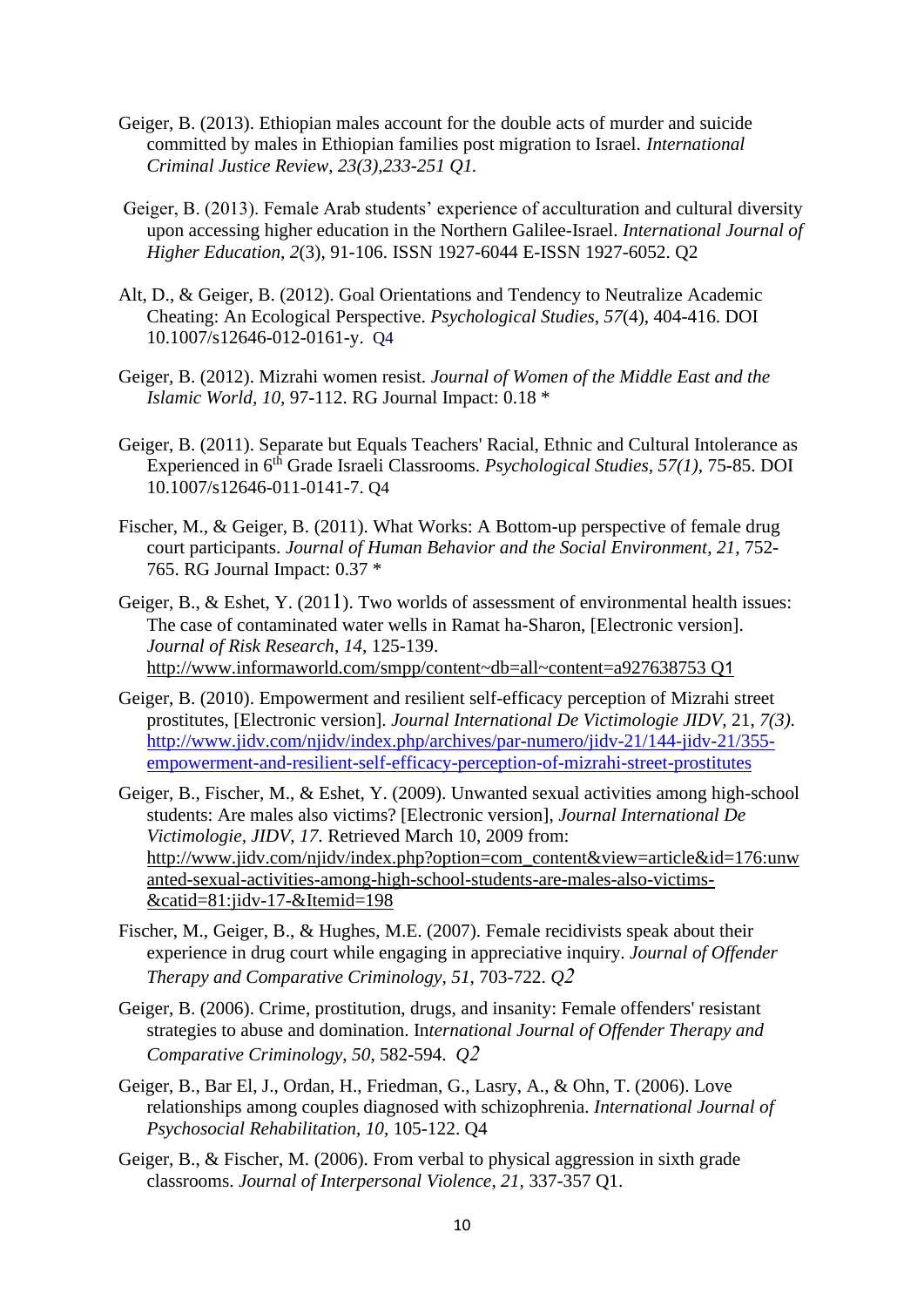Geiger, B. (2013). Ethiopian males account for the double acts of murder and suicide committed by males in Ethiopian families post migration to Israel. *International Criminal Justice Review, 23(3),233-251 Q1.*

Geiger, B. (2013). Female Arab students' experience of acculturation and cultural diversity upon accessing higher education in the Northern Galilee-Israel. *International Journal of Higher Education, 2*(3), 91-106. ISSN 1927-6044 E-ISSN 1927-6052. Q2

Alt, D., & Geiger, B. (2012). Goal Orientations and Tendency to Neutralize Academic Cheating: An Ecological Perspective. *Psychological Studies*, *57*(4), 404-416. DOI 10.1007/s12646-012-0161-y. Q4

Geiger, B. (2012). Mizrahi women resist. *Journal of Women of the Middle East and the Islamic World, 10*, 97-112. RG Journal Impact: 0.18 *

Geiger, B. (2011). Separate but Equals Teachers' Racial, Ethnic and Cultural Intolerance as Experienced in 6th Grade Israeli Classrooms. *Psychological Studies, 57(1)*, 75-85. DOI 10.1007/s12646-011-0141-7. Q4

Fischer, M., & Geiger, B. (2011). What Works: A Bottom-up perspective of female drug court participants. *Journal of Human Behavior and the Social Environment, 21,* 752-765. RG Journal Impact: 0.37 *

Geiger, B., & Eshet, Y. (2011). Two worlds of assessment of environmental health issues: The case of contaminated water wells in Ramat ha-Sharon, [Electronic version]. *Journal of Risk Research*, *14*, 125-139. http://www.informaworld.com/smpp/content~db=all~content=a927638753 Q1

Geiger, B. (2010). Empowerment and resilient self-efficacy perception of Mizrahi street prostitutes, [Electronic version]. *Journal International De Victimologie JIDV*, 21, *7(3).* http://www.jidv.com/njidv/index.php/archives/par-numero/jidv-21/144-jidv-21/355-empowerment-and-resilient-self-efficacy-perception-of-mizrahi-street-prostitutes

Geiger, B., Fischer, M., & Eshet, Y. (2009). Unwanted sexual activities among high-school students: Are males also victims? [Electronic version], *Journal International De Victimologie, JIDV, 17.* Retrieved March 10, 2009 from: http://www.jidv.com/njidv/index.php?option=com_content&view=article&id=176:unwanted-sexual-activities-among-high-school-students-are-males-also-victims-&catid=81:jidv-17-&Itemid=198

Fischer, M., Geiger, B., & Hughes, M.E. (2007). Female recidivists speak about their experience in drug court while engaging in appreciative inquiry. *Journal of Offender Therapy and Comparative Criminology*, *51*, 703-722. *Q2*

Geiger, B. (2006). Crime, prostitution, drugs, and insanity: Female offenders' resistant strategies to abuse and domination. In*ternational Journal of Offender Therapy and Comparative Criminology*, *50*, 582-594. *Q2*

Geiger, B., Bar El, J., Ordan, H., Friedman, G., Lasry, A., & Ohn, T. (2006). Love relationships among couples diagnosed with schizophrenia. *International Journal of Psychosocial Rehabilitation*, *10*, 105-122. Q4

Geiger, B., & Fischer, M. (2006). From verbal to physical aggression in sixth grade classrooms. *Journal of Interpersonal Violence*, *21*, 337-357 Q1.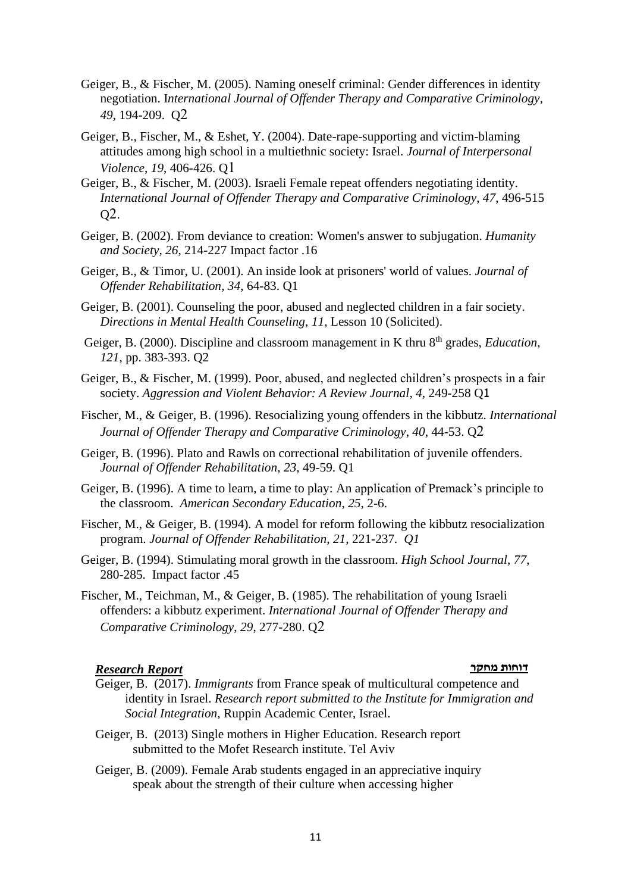Geiger, B., & Fischer, M. (2005). Naming oneself criminal: Gender differences in identity negotiation. I*nternational Journal of Offender Therapy and Comparative Criminology*, *49*, 194-209. Q2

Geiger, B., Fischer, M., & Eshet, Y. (2004). Date-rape-supporting and victim-blaming attitudes among high school in a multiethnic society: Israel. *Journal of Interpersonal Violence*, *19*, 406-426. Q1

Geiger, B., & Fischer, M. (2003). Israeli Female repeat offenders negotiating identity. *International Journal of Offender Therapy and Comparative Criminology*, *47*, 496-515 Q2.

Geiger, B. (2002). From deviance to creation: Women's answer to subjugation. *Humanity and Society, 26*, 214-227 Impact factor .16

Geiger, B., & Timor, U. (2001). An inside look at prisoners' world of values. *Journal of Offender Rehabilitation, 34,* 64-83. Q1

Geiger, B. (2001). Counseling the poor, abused and neglected children in a fair society. *Directions in Mental Health Counseling, 11,* Lesson 10 (Solicited).

Geiger, B. (2000). Discipline and classroom management in K thru 8th grades, *Education*, *121,* pp. 383-393. Q2

Geiger, B., & Fischer, M. (1999). Poor, abused, and neglected children's prospects in a fair society. *Aggression and Violent Behavior: A Review Journal*, *4,* 249-258 Q1

Fischer, M., & Geiger, B. (1996). Resocializing young offenders in the kibbutz. *International Journal of Offender Therapy and Comparative Criminology*, *40*, 44-53. Q2

Geiger, B. (1996). Plato and Rawls on correctional rehabilitation of juvenile offenders. *Journal of Offender Rehabilitation*, *23*, 49-59. Q1

Geiger, B. (1996). A time to learn, a time to play: An application of Premack's principle to the classroom. *American Secondary Education*, *25*, 2-6.

Fischer, M., & Geiger, B. (1994). A model for reform following the kibbutz resocialization program. *Journal of Offender Rehabilitation*, *21*, 221-237. *Q1*

Geiger, B. (1994). Stimulating moral growth in the classroom. *High School Journal*, *77*, 280-285. Impact factor .45

Fischer, M., Teichman, M., & Geiger, B. (1985). The rehabilitation of young Israeli offenders: a kibbutz experiment. *International Journal of Offender Therapy and Comparative Criminology*, *29*, 277-280. Q2

### ***Research Report*** **דוחות מחקר**

Geiger, B. (2017). *Immigrants* from France speak of multicultural competence and identity in Israel. *Research report submitted to the Institute for Immigration and Social Integration,* Ruppin Academic Center, Israel.

Geiger, B. (2013) Single mothers in Higher Education. Research report submitted to the Mofet Research institute. Tel Aviv

Geiger, B. (2009). Female Arab students engaged in an appreciative inquiry speak about the strength of their culture when accessing higher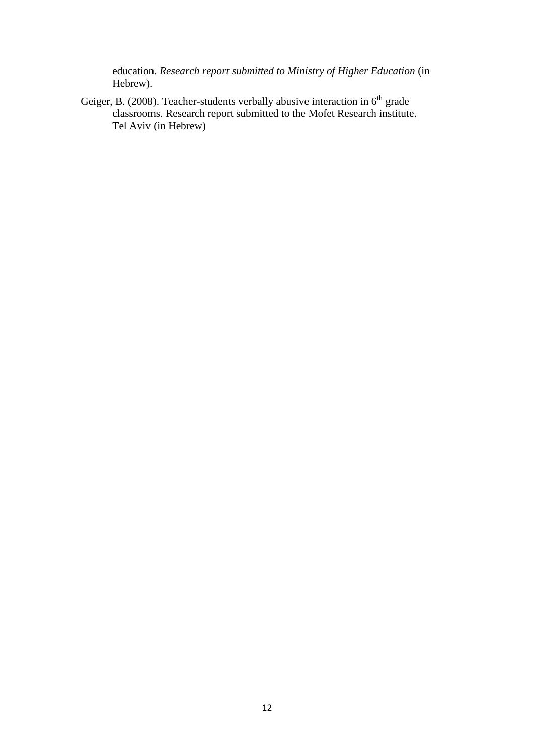education. *Research report submitted to Ministry of Higher Education* (in Hebrew).

Geiger, B. (2008). Teacher-students verbally abusive interaction in 6th grade classrooms. Research report submitted to the Mofet Research institute. Tel Aviv (in Hebrew)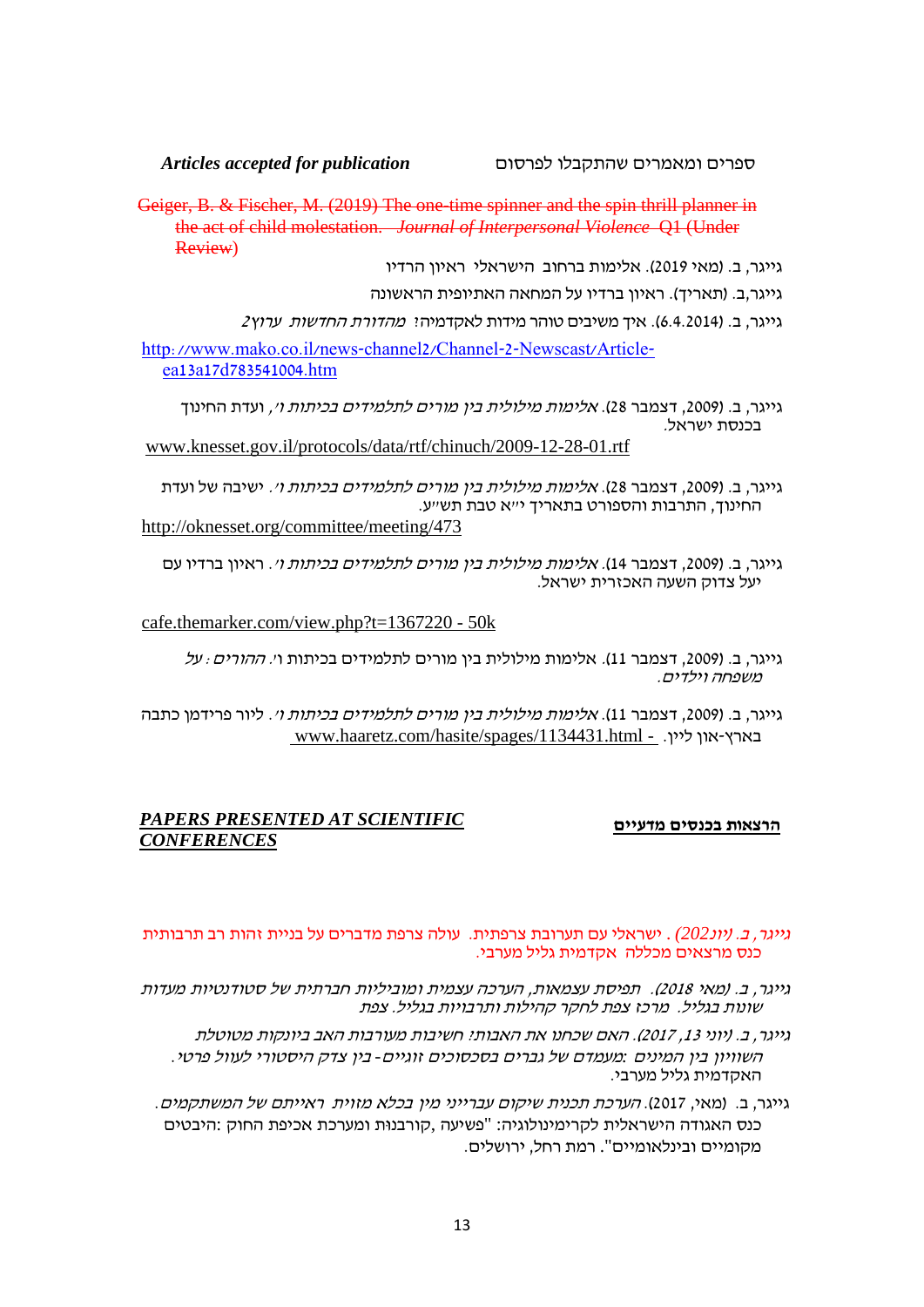***Articles accepted for publication*** ספרים ומאמרים שהתקבלו לפרסום

~~Geiger, B. & Fischer, M. (2019) The one-time spinner and the spin thrill planner in the act of child molestation. *Journal of Interpersonal Violence* Q1 (Under Review)~~

גייגר, ב. (מאי 2019). אלימות ברחוב הישראלי ראיון הרדיו

גייגר,ב. (תאריך). ראיון ברדיו על המחאה האתיופית הראשונה

גייגר, ב. (6.4.2014). איך משיבים טוהר מידות לאקדמיה? *מהדורת החדשות ערוץ2*

http://www.mako.co.il/news-channel2/Channel-2-Newscast/Article-ea13a17d783541004.htm

גייגר, ב. (2009, דצמבר 28). *אלימות מילולית בין מורים לתלמידים בכיתות ו',* ועדת החינוך בכנסת ישראל.

www.knesset.gov.il/protocols/data/rtf/chinuch/2009-12-28-01.rtf

גייגר, ב. (2009, דצמבר 28). *אלימות מילולית בין מורים לתלמידים בכיתות ו'.* ישיבה של ועדת החינוך, התרבות והספורט בתאריך י"א טבת תש"ע.

http://oknesset.org/committee/meeting/473

גייגר, ב. (2009, דצמבר 14). *אלימות מילולית בין מורים לתלמידים בכיתות ו'.* ראיון ברדיו עם יעל צדוק השעה האכזרית ישראל.

cafe.themarker.com/view.php?t=1367220 - 50k

גייגר, ב. (2009, דצמבר 11). אלימות מילולית בין מורים לתלמידים בכיתות ו'. *ההורים: על משפחה וילדים.*

גייגר, ב. (2009, דצמבר 11). *אלימות מילולית בין מורים לתלמידים בכיתות ו'.* ליור פרידמן כתבה בארץ-און ליין. - www.haaretz.com/hasite/spages/1134431.html

## ***PAPERS PRESENTED AT SCIENTIFIC CONFERENCES*** הרצאות בכנסים מדעיים

*גייגר, ב. (יונ202).* ישראלי עם תערובת צרפתית. עולה צרפת מדברים על בניית זהות רב תרבותית כנס מרצאים מכללה אקדמית גליל מערבי.

*גייגר, ב. (מאי 2018). תפיסת עצמאות, הערכה עצמית ומוביליות חברתית של סטודנטיות מעדות שונות בגליל. מרכז צפת לחקר קהילות ותרבויות בגליל. צפת*

*גייגר, ב. (יוני 13, 2017). האם שכחנו את האבות? חשיבות מעורבות האב ביונקות מטולטלת השוויון בין המינים: מעמדם של גברים בסכסוכים זוגיים- בין צדק היסטורי לעוול פרטי.* האקדמית גליל מערבי.

גייגר, ב. (מאי, 2017). *הערכת תכנית שיקום עברייני מין בכלא מזוית ראייתם של המשתקמים.* כנס האגודה הישראלית לקרימינולוגיה: "פשיעה, קורבנות ומערכת אכיפת החוק: היבטים מקומיים ובינלאומיים". רמת רחל, ירושלים.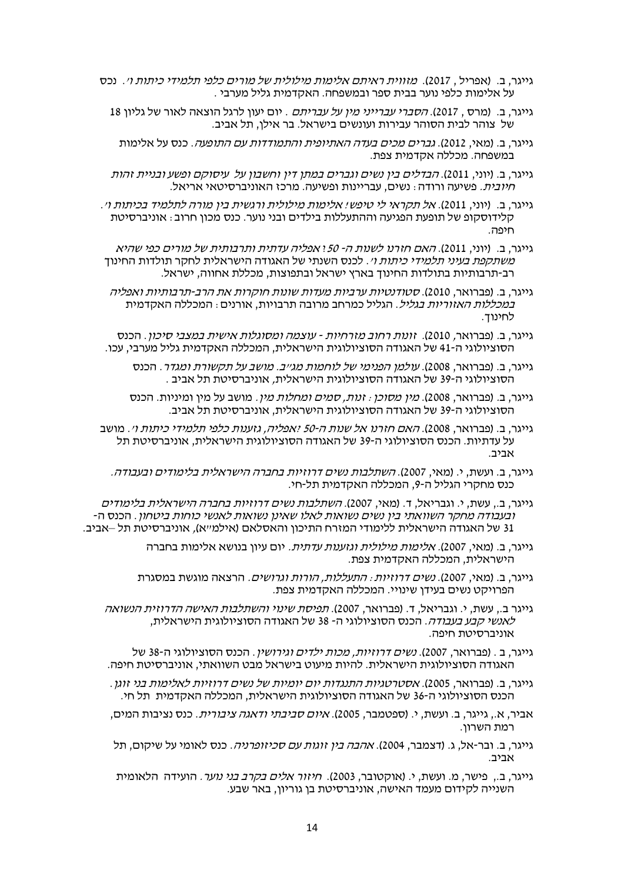גייגר, ב. (אפריל , 2017). *מזווית ראיתם אלימות מילולית של מורים כלפי תלמידי כיתות ו'*. נכס על אלימות כלפי נוער בבית ספר ובמשפחה. האקדמית גליל מערבי .

גייגר, ב. (מרס , 2017). *הסברי עברייני מין על עבריתם* . יום יעון לרגל הוצאה לאור של גליון 18 של צוהר לבית הסוהר עבירות וענושים בישראל. בר אילן, תל אביב.

גייגר, ב. (מאי, 2012). *גברים מכים בעדה האתיופית והתמודדות עם התופעה*. כנס על אלימות במשפחה. מכללה אקדמית צפת.

גייגר, ב. (יוני, 2011). *הבדלים בין נשים וגברים במתן דין וחשבון על עיסוקם ופשע ובניית זהות חיובית*. פשיעה ורודה: נשים, עבריינות ופשיעה. מרכז האוניברסיטאי אריאל.

גייגר, ב. (יוני, 2011). *אל תקראי לי טיפש! אלימות מילולית ורגשית בין מורה לתלמיד בכיתות ו'*. קלידוסקופ של תופעת הפגיעה וההתעללות בילדים ובני נוער. כנס מכון חרוב: אוניברסיטת חיפה.

גייגר, ב. (יוני, 2011). *האם חזרנו לשנות ה- 50? אפליה עדתית ותרבותית של מורים כפי שהיא משתקפת בעיני תלמידי כיתות ו'*. לכנס השנתי של האגודה הישראלית לחקר תולדות החינוך רב-תרבותיות בתולדות החינוך בארץ ישראל ובתפוצות, מכללת אחווה, ישראל.

גייגר, ב. (פברואר, 2010). *סטודנטיות ערביות מעדות שונות חוקרות את הרב-תרבותיות ואפליה במכללות האזוריות בגליל*. הגליל כמרחב מרובה תרבויות, אורנים: המכללה האקדמית לחינוך.

גייגר, ב. (פברואר, 2010). *זונות רחוב מזרחיות - עוצמה ומסוגלות אישית במצבי סיכון*. הכנס הסוציולוגי ה-41 של האגודה הסוציולוגית הישראלית, המכללה האקדמית גליל מערבי, עכו.

גייגר, ב. (פברואר, 2008). *עולמן הפנימי של לוחמות מג"ב. מושב על תקשורת ומגדר*. הכנס הסוציולוגי ה-39 של האגודה הסוציולוגית הישראלית, אוניברסיטת תל אביב .

גייגר, ב. (פברואר, 2008). *מין מסוכן: זנות, סמים ומחלות מין*. מושב על מין ומיניות. הכנס הסוציולוגי ה-39 של האגודה הסוציולוגית הישראלית, אוניברסיטת תל אביב.

גייגר, ב. (פברואר, 2008). *האם חזרנו אל שנות ה-50? אפליה, גזענות כלפי תלמידי כיתות ו'*. מושב על עדתיות. הכנס הסוציולוגי ה-39 של האגודה הסוציולוגית הישראלית, אוניברסיטת תל אביב.

גייגר, ב. ועשת, י. (מאי, 2007). *השתלבות נשים דרוזיות בחברה הישראלית בלימודים ובעבודה*. כנס מחקרי הגליל ה-9, המכללה האקדמית תל-חי.

גייגר, ב., עשת, י. וגבריאל, ד. (מאי, 2007). *השתלבות נשים דרוזיות בחברה הישראלית בלימודים ובעבודה מחקר השוואתי בין נשים נשואות לאלו שאינן נשואות לאנשי כוחות ביטחון*. הכנס ה-31 של האגודה הישראלית ללימודי המזרח התיכון והאסלאם (אילמ"א), אוניברסיטת תל –אביב.

גייגר, ב. (מאי, 2007). *אלימות מילולית וגזענות עדתית*. יום עיון בנושא אלימות בחברה הישראלית, המכללה האקדמית צפת.

גייגר, ב. (מאי, 2007). *נשים דרוזיות: התעללות, הורות וגרושים*. הרצאה מוגשת במסגרת הפרויקט נשים בעידן שינויי. המכללה האקדמית צפת.

גייגר ב., עשת, י. וגבריאל, ד. (פברואר, 2007). *תפיסת שינוי והשתלבות האישה הדרוזית הנשואה לאנשי קבע בעבודה*. הכנס הסוציולוגי ה- 38 של האגודה הסוציולוגית הישראלית, אוניברסיטת חיפה.

גייגר, ב. . (פברואר, 2007). *נשים דרוזיות, מכות ילדים וגרושין*. הכנס הסוציולוגי ה-38 של האגודה הסוציולוגית הישראלית. להיות מיעוט בישראל מבט השוואתי, אוניברסיטת חיפה.

גייגר, ב. (פברואר, 2005). *אסטרטגיות התנגדות יום יומיות של נשים דרוזיות לאלימות בני זוגן*. הכנס הסוציולוגי ה-36 של האגודה הסוציולוגית הישראלית, המכללה האקדמית תל חי.

אביר, א., גייגר, ב. ועשת, י. (ספטמבר, 2005). *איום סביבתי ודאגה ציבורית*. כנס נציבות המים, רמת השרון.

גייגר, ב. ובר-אל, ג. (דצמבר, 2004). *אהבה בין זוגות עם סכיזופרניה*. כנס לאומי על שיקום, תל אביב.

גייגר, ב., פישר, מ. ועשת, י. (אוקטובר, 2003). *חיזור אלים בקרב בני נוער*. הועידה הלאומית השנייה לקידום מעמד האישה, אוניברסיטת בן גוריון, באר שבע.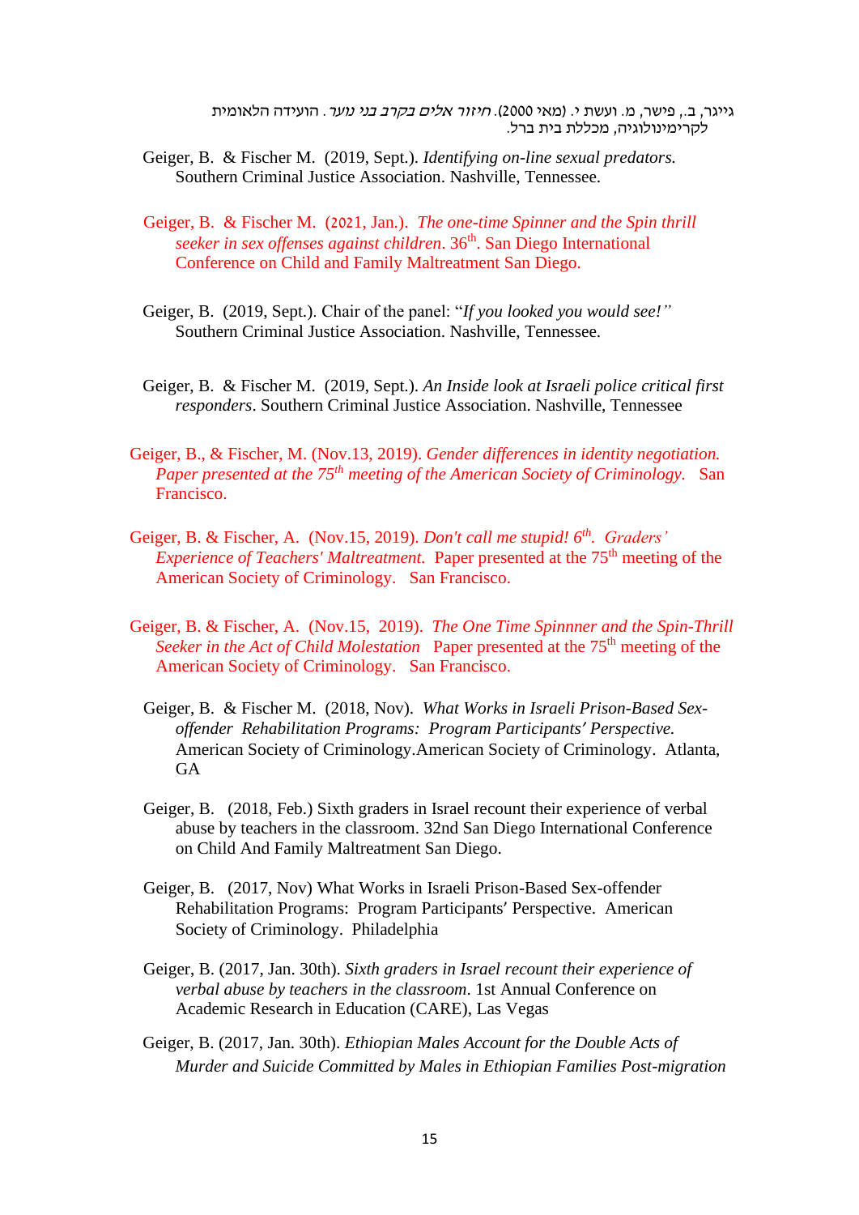גייגר, ב., פישר, מ. ועשת י. (מאי 2000). *חיזור אלים בקרב בני נוער*. הועידה הלאומית לקרימינולוגיה, מכללת בית ברל.

Geiger, B. & Fischer M. (2019, Sept.). *Identifying on-line sexual predators.* Southern Criminal Justice Association. Nashville, Tennessee.

Geiger, B. & Fischer M. (2021, Jan.). *The one-time Spinner and the Spin thrill seeker in sex offenses against children*. 36th. San Diego International Conference on Child and Family Maltreatment San Diego.

Geiger, B. (2019, Sept.). Chair of the panel: "*If you looked you would see!"* Southern Criminal Justice Association. Nashville, Tennessee.

Geiger, B. & Fischer M. (2019, Sept.). *An Inside look at Israeli police critical first responders*. Southern Criminal Justice Association. Nashville, Tennessee

Geiger, B., & Fischer, M. (Nov.13, 2019). *Gender differences in identity negotiation. Paper presented at the 75th meeting of the American Society of Criminology*. San Francisco.

Geiger, B. & Fischer, A. (Nov.15, 2019). *Don't call me stupid! 6th. Graders' Experience of Teachers' Maltreatment.* Paper presented at the 75th meeting of the American Society of Criminology. San Francisco.

Geiger, B. & Fischer, A. (Nov.15, 2019). *The One Time Spinnner and the Spin-Thrill Seeker in the Act of Child Molestation* Paper presented at the 75th meeting of the American Society of Criminology. San Francisco.

Geiger, B. & Fischer M. (2018, Nov). *What Works in Israeli Prison-Based Sex-offender Rehabilitation Programs: Program Participants' Perspective.* American Society of Criminology.American Society of Criminology. Atlanta, GA

Geiger, B. (2018, Feb.) Sixth graders in Israel recount their experience of verbal abuse by teachers in the classroom. 32nd San Diego International Conference on Child And Family Maltreatment San Diego.

Geiger, B. (2017, Nov) What Works in Israeli Prison-Based Sex-offender Rehabilitation Programs: Program Participants' Perspective. American Society of Criminology. Philadelphia

Geiger, B. (2017, Jan. 30th). *Sixth graders in Israel recount their experience of verbal abuse by teachers in the classroom.* 1st Annual Conference on Academic Research in Education (CARE), Las Vegas

Geiger, B. (2017, Jan. 30th). *Ethiopian Males Account for the Double Acts of Murder and Suicide Committed by Males in Ethiopian Families Post-migration*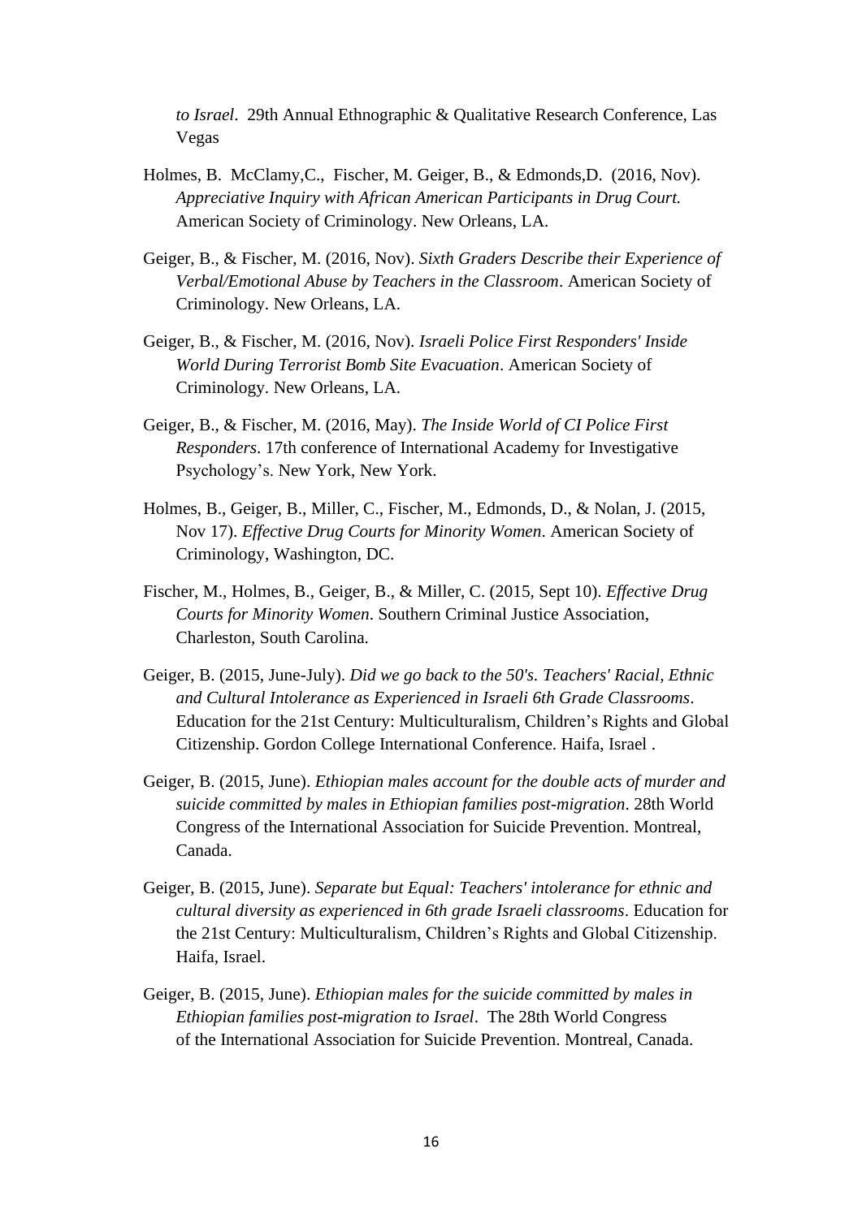*to Israel*. 29th Annual Ethnographic & Qualitative Research Conference, Las Vegas

Holmes, B. McClamy,C., Fischer, M. Geiger, B., & Edmonds,D. (2016, Nov). *Appreciative Inquiry with African American Participants in Drug Court.* American Society of Criminology. New Orleans, LA.

Geiger, B., & Fischer, M. (2016, Nov). *Sixth Graders Describe their Experience of Verbal/Emotional Abuse by Teachers in the Classroom*. American Society of Criminology. New Orleans, LA.

Geiger, B., & Fischer, M. (2016, Nov). *Israeli Police First Responders' Inside World During Terrorist Bomb Site Evacuation*. American Society of Criminology. New Orleans, LA.

Geiger, B., & Fischer, M. (2016, May). *The Inside World of CI Police First Responders*. 17th conference of International Academy for Investigative Psychology's. New York, New York.

Holmes, B., Geiger, B., Miller, C., Fischer, M., Edmonds, D., & Nolan, J. (2015, Nov 17). *Effective Drug Courts for Minority Women*. American Society of Criminology, Washington, DC.

Fischer, M., Holmes, B., Geiger, B., & Miller, C. (2015, Sept 10). *Effective Drug Courts for Minority Women*. Southern Criminal Justice Association, Charleston, South Carolina.

Geiger, B. (2015, June-July). *Did we go back to the 50's. Teachers' Racial, Ethnic and Cultural Intolerance as Experienced in Israeli 6th Grade Classrooms*. Education for the 21st Century: Multiculturalism, Children's Rights and Global Citizenship. Gordon College International Conference. Haifa, Israel .

Geiger, B. (2015, June). *Ethiopian males account for the double acts of murder and suicide committed by males in Ethiopian families post-migration*. 28th World Congress of the International Association for Suicide Prevention. Montreal, Canada.

Geiger, B. (2015, June). *Separate but Equal: Teachers' intolerance for ethnic and cultural diversity as experienced in 6th grade Israeli classrooms*. Education for the 21st Century: Multiculturalism, Children's Rights and Global Citizenship. Haifa, Israel.

Geiger, B. (2015, June). *Ethiopian males for the suicide committed by males in Ethiopian families post-migration to Israel*. The 28th World Congress of the International Association for Suicide Prevention. Montreal, Canada.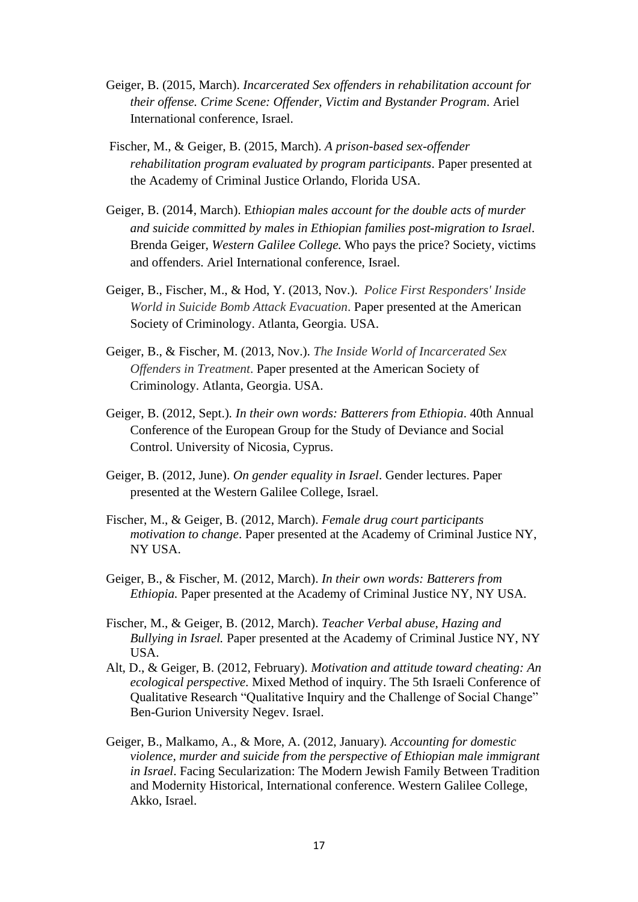Geiger, B. (2015, March). *Incarcerated Sex offenders in rehabilitation account for their offense. Crime Scene: Offender, Victim and Bystander Program*. Ariel International conference, Israel.

Fischer, M., & Geiger, B. (2015, March). *A prison-based sex-offender rehabilitation program evaluated by program participants*. Paper presented at the Academy of Criminal Justice Orlando, Florida USA.

Geiger, B. (2014, March). E*thiopian males account for the double acts of murder and suicide committed by males in Ethiopian families post-migration to Israel*. Brenda Geiger, *Western Galilee College.* Who pays the price? Society, victims and offenders. Ariel International conference, Israel.

Geiger, B., Fischer, M., & Hod, Y. (2013, Nov.). *Police First Responders' Inside World in Suicide Bomb Attack Evacuation*. Paper presented at the American Society of Criminology. Atlanta, Georgia. USA.

Geiger, B., & Fischer, M. (2013, Nov.). *The Inside World of Incarcerated Sex Offenders in Treatment*. Paper presented at the American Society of Criminology. Atlanta, Georgia. USA.

Geiger, B. (2012, Sept.). *In their own words: Batterers from Ethiopia*. 40th Annual Conference of the European Group for the Study of Deviance and Social Control. University of Nicosia, Cyprus.

Geiger, B. (2012, June). *On gender equality in Israel*. Gender lectures. Paper presented at the Western Galilee College, Israel.

Fischer, M., & Geiger, B. (2012, March). *Female drug court participants motivation to change*. Paper presented at the Academy of Criminal Justice NY, NY USA.

Geiger, B., & Fischer, M. (2012, March). *In their own words: Batterers from Ethiopia.* Paper presented at the Academy of Criminal Justice NY, NY USA.

Fischer, M., & Geiger, B. (2012, March). *Teacher Verbal abuse, Hazing and Bullying in Israel.* Paper presented at the Academy of Criminal Justice NY, NY USA.

Alt, D., & Geiger, B. (2012, February). *Motivation and attitude toward cheating: An ecological perspective*. Mixed Method of inquiry. The 5th Israeli Conference of Qualitative Research "Qualitative Inquiry and the Challenge of Social Change" Ben-Gurion University Negev. Israel.

Geiger, B., Malkamo, A., & More, A. (2012, January). *Accounting for domestic violence, murder and suicide from the perspective of Ethiopian male immigrant in Israel*. Facing Secularization: The Modern Jewish Family Between Tradition and Modernity Historical, International conference. Western Galilee College, Akko, Israel.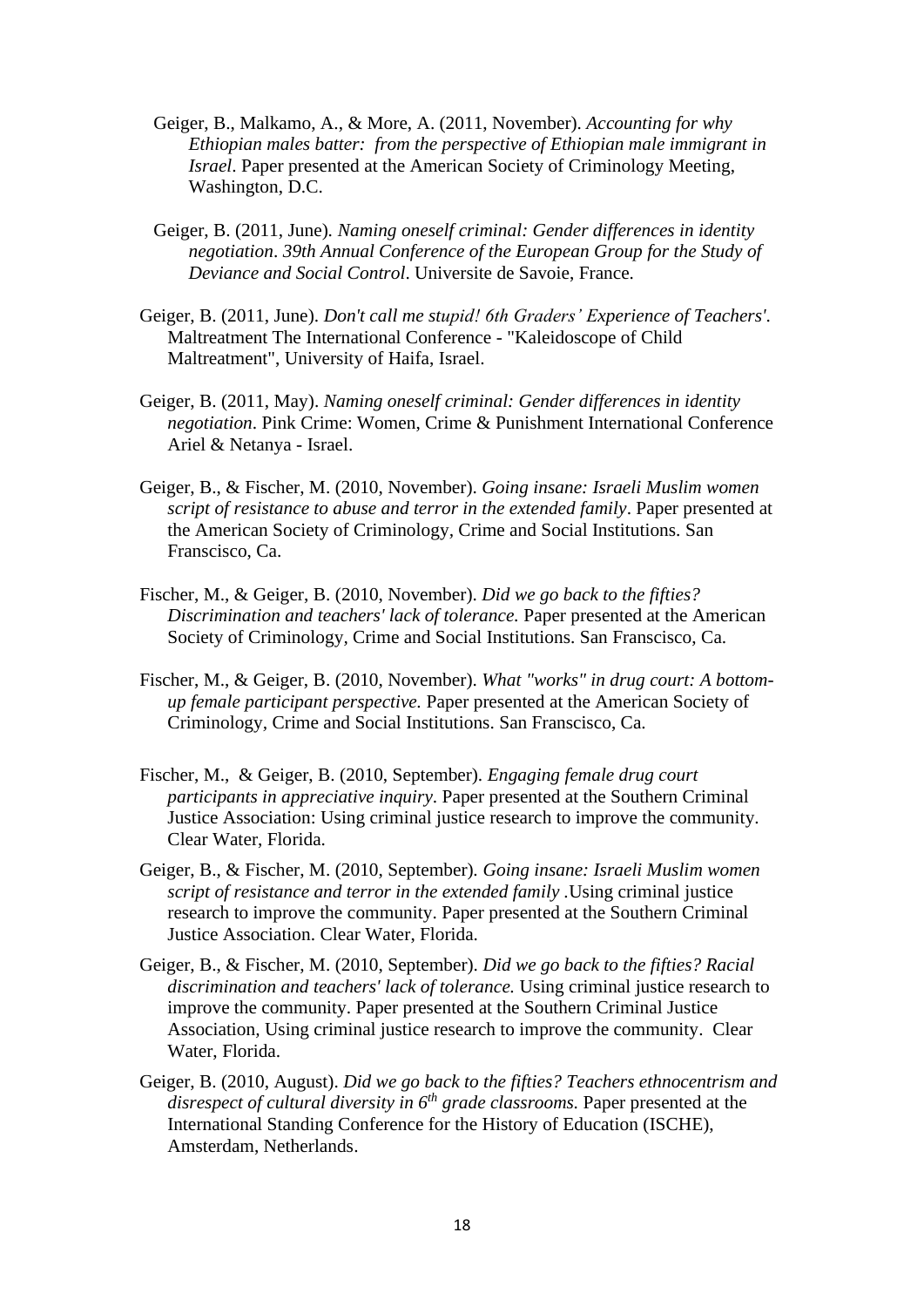Geiger, B., Malkamo, A., & More, A. (2011, November). *Accounting for why Ethiopian males batter: from the perspective of Ethiopian male immigrant in Israel*. Paper presented at the American Society of Criminology Meeting, Washington, D.C.

Geiger, B. (2011, June). *Naming oneself criminal: Gender differences in identity negotiation*. *39th Annual Conference of the European Group for the Study of Deviance and Social Control*. Universite de Savoie, France.

Geiger, B. (2011, June). *Don't call me stupid! 6th Graders' Experience of Teachers'*. Maltreatment The International Conference - "Kaleidoscope of Child Maltreatment", University of Haifa, Israel.

Geiger, B. (2011, May). *Naming oneself criminal: Gender differences in identity negotiation*. Pink Crime: Women, Crime & Punishment International Conference Ariel & Netanya - Israel.

Geiger, B., & Fischer, M. (2010, November). *Going insane: Israeli Muslim women script of resistance to abuse and terror in the extended family*. Paper presented at the American Society of Criminology, Crime and Social Institutions. San Franscisco, Ca.

Fischer, M., & Geiger, B. (2010, November). *Did we go back to the fifties? Discrimination and teachers' lack of tolerance.* Paper presented at the American Society of Criminology, Crime and Social Institutions. San Franscisco, Ca.

Fischer, M., & Geiger, B. (2010, November). *What "works" in drug court: A bottom-up female participant perspective.* Paper presented at the American Society of Criminology, Crime and Social Institutions. San Franscisco, Ca.

Fischer, M., & Geiger, B. (2010, September). *Engaging female drug court participants in appreciative inquiry*. Paper presented at the Southern Criminal Justice Association: Using criminal justice research to improve the community. Clear Water, Florida.

Geiger, B., & Fischer, M. (2010, September). *Going insane: Israeli Muslim women script of resistance and terror in the extended family* .Using criminal justice research to improve the community. Paper presented at the Southern Criminal Justice Association. Clear Water, Florida.

Geiger, B., & Fischer, M. (2010, September). *Did we go back to the fifties? Racial discrimination and teachers' lack of tolerance.* Using criminal justice research to improve the community. Paper presented at the Southern Criminal Justice Association, Using criminal justice research to improve the community. Clear Water, Florida.

Geiger, B. (2010, August). *Did we go back to the fifties? Teachers ethnocentrism and disrespect of cultural diversity in 6th grade classrooms.* Paper presented at the International Standing Conference for the History of Education (ISCHE), Amsterdam, Netherlands.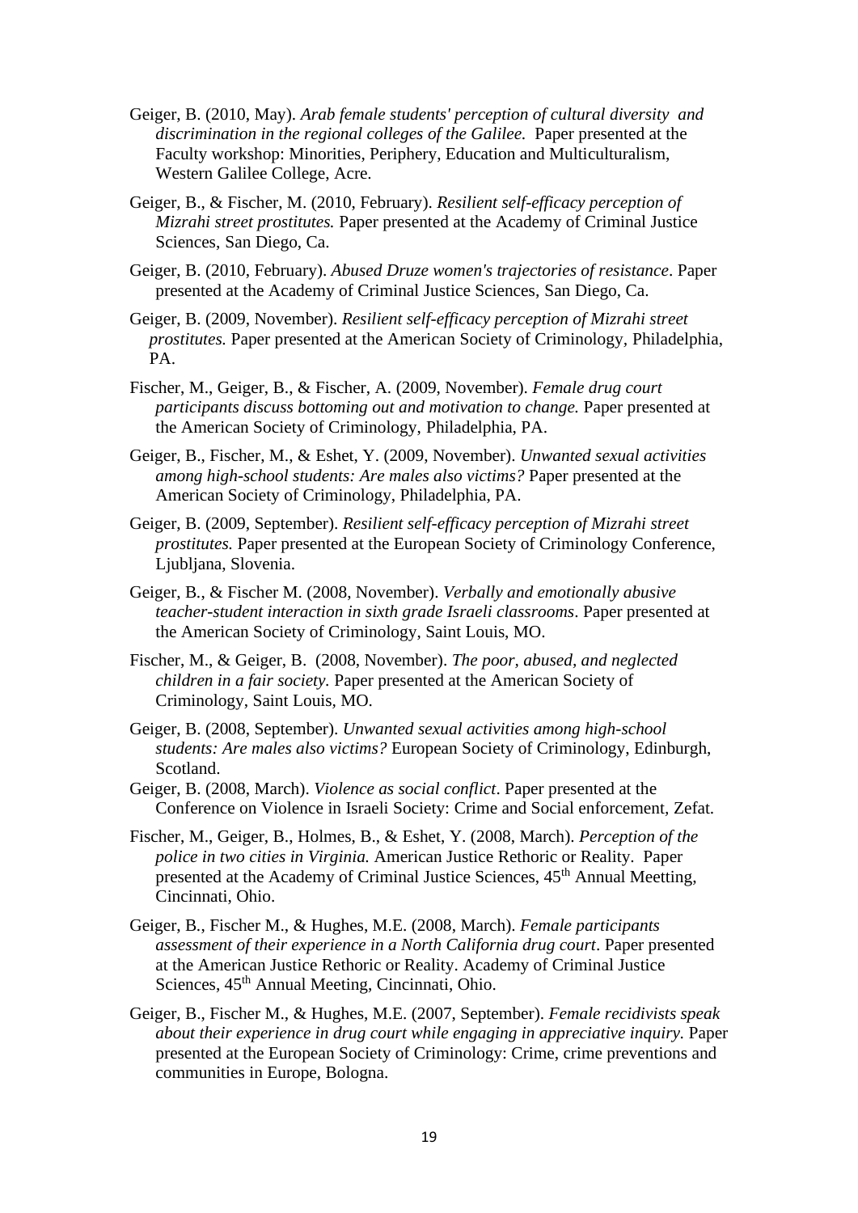Geiger, B. (2010, May). *Arab female students' perception of cultural diversity and discrimination in the regional colleges of the Galilee.* Paper presented at the Faculty workshop: Minorities, Periphery, Education and Multiculturalism, Western Galilee College, Acre.

Geiger, B., & Fischer, M. (2010, February). *Resilient self-efficacy perception of Mizrahi street prostitutes.* Paper presented at the Academy of Criminal Justice Sciences, San Diego, Ca.

Geiger, B. (2010, February). *Abused Druze women's trajectories of resistance*. Paper presented at the Academy of Criminal Justice Sciences, San Diego, Ca.

Geiger, B. (2009, November). *Resilient self-efficacy perception of Mizrahi street prostitutes.* Paper presented at the American Society of Criminology, Philadelphia, PA.

Fischer, M., Geiger, B., & Fischer, A. (2009, November). *Female drug court participants discuss bottoming out and motivation to change.* Paper presented at the American Society of Criminology, Philadelphia, PA.

Geiger, B., Fischer, M., & Eshet, Y. (2009, November). *Unwanted sexual activities among high-school students: Are males also victims?* Paper presented at the American Society of Criminology, Philadelphia, PA.

Geiger, B. (2009, September). *Resilient self-efficacy perception of Mizrahi street prostitutes.* Paper presented at the European Society of Criminology Conference, Ljubljana, Slovenia.

Geiger, B., & Fischer M. (2008, November). *Verbally and emotionally abusive teacher-student interaction in sixth grade Israeli classrooms*. Paper presented at the American Society of Criminology, Saint Louis, MO.

Fischer, M., & Geiger, B. (2008, November). *The poor, abused, and neglected children in a fair society.* Paper presented at the American Society of Criminology, Saint Louis, MO.

Geiger, B. (2008, September). *Unwanted sexual activities among high-school students: Are males also victims?* European Society of Criminology, Edinburgh, Scotland.

Geiger, B. (2008, March). *Violence as social conflict*. Paper presented at the Conference on Violence in Israeli Society: Crime and Social enforcement, Zefat.

Fischer, M., Geiger, B., Holmes, B., & Eshet, Y. (2008, March). *Perception of the police in two cities in Virginia.* American Justice Rethoric or Reality. Paper presented at the Academy of Criminal Justice Sciences, 45th Annual Meetting, Cincinnati, Ohio.

Geiger, B., Fischer M., & Hughes, M.E. (2008, March). *Female participants assessment of their experience in a North California drug court*. Paper presented at the American Justice Rethoric or Reality. Academy of Criminal Justice Sciences, 45th Annual Meeting, Cincinnati, Ohio.

Geiger, B., Fischer M., & Hughes, M.E. (2007, September). *Female recidivists speak about their experience in drug court while engaging in appreciative inquiry.* Paper presented at the European Society of Criminology: Crime, crime preventions and communities in Europe, Bologna.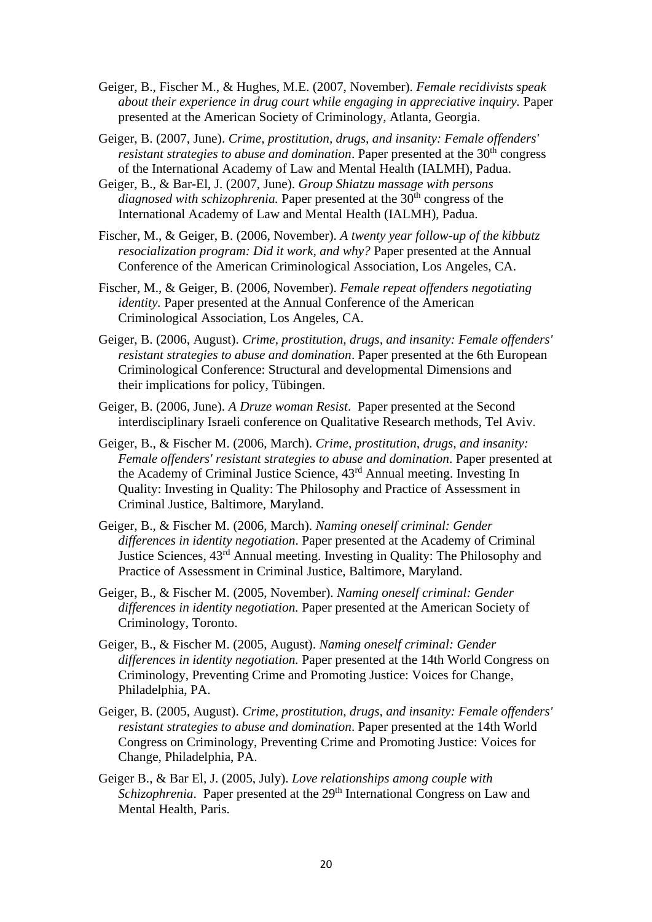Geiger, B., Fischer M., & Hughes, M.E. (2007, November). *Female recidivists speak about their experience in drug court while engaging in appreciative inquiry.* Paper presented at the American Society of Criminology, Atlanta, Georgia.

Geiger, B. (2007, June). *Crime, prostitution, drugs, and insanity: Female offenders' resistant strategies to abuse and domination*. Paper presented at the 30th congress of the International Academy of Law and Mental Health (IALMH), Padua.

Geiger, B., & Bar-El, J. (2007, June). *Group Shiatzu massage with persons diagnosed with schizophrenia.* Paper presented at the 30th congress of the International Academy of Law and Mental Health (IALMH), Padua.

Fischer, M., & Geiger, B. (2006, November). *A twenty year follow-up of the kibbutz resocialization program: Did it work, and why?* Paper presented at the Annual Conference of the American Criminological Association, Los Angeles, CA.

Fischer, M., & Geiger, B. (2006, November). *Female repeat offenders negotiating identity.* Paper presented at the Annual Conference of the American Criminological Association, Los Angeles, CA.

Geiger, B. (2006, August). *Crime, prostitution, drugs, and insanity: Female offenders' resistant strategies to abuse and domination*. Paper presented at the 6th European Criminological Conference: Structural and developmental Dimensions and their implications for policy, Tübingen.

Geiger, B. (2006, June). *A Druze woman Resist*. Paper presented at the Second interdisciplinary Israeli conference on Qualitative Research methods, Tel Aviv.

Geiger, B., & Fischer M. (2006, March). *Crime, prostitution, drugs, and insanity: Female offenders' resistant strategies to abuse and domination*. Paper presented at the Academy of Criminal Justice Science, 43rd Annual meeting. Investing In Quality: Investing in Quality: The Philosophy and Practice of Assessment in Criminal Justice, Baltimore, Maryland.

Geiger, B., & Fischer M. (2006, March). *Naming oneself criminal: Gender differences in identity negotiation*. Paper presented at the Academy of Criminal Justice Sciences, 43rd Annual meeting. Investing in Quality: The Philosophy and Practice of Assessment in Criminal Justice, Baltimore, Maryland.

Geiger, B., & Fischer M. (2005, November). *Naming oneself criminal: Gender differences in identity negotiation.* Paper presented at the American Society of Criminology, Toronto.

Geiger, B., & Fischer M. (2005, August). *Naming oneself criminal: Gender differences in identity negotiation.* Paper presented at the 14th World Congress on Criminology, Preventing Crime and Promoting Justice: Voices for Change, Philadelphia, PA.

Geiger, B. (2005, August). *Crime, prostitution, drugs, and insanity: Female offenders' resistant strategies to abuse and domination*. Paper presented at the 14th World Congress on Criminology, Preventing Crime and Promoting Justice: Voices for Change, Philadelphia, PA.

Geiger B., & Bar El, J. (2005, July). *Love relationships among couple with Schizophrenia*. Paper presented at the 29th International Congress on Law and Mental Health, Paris.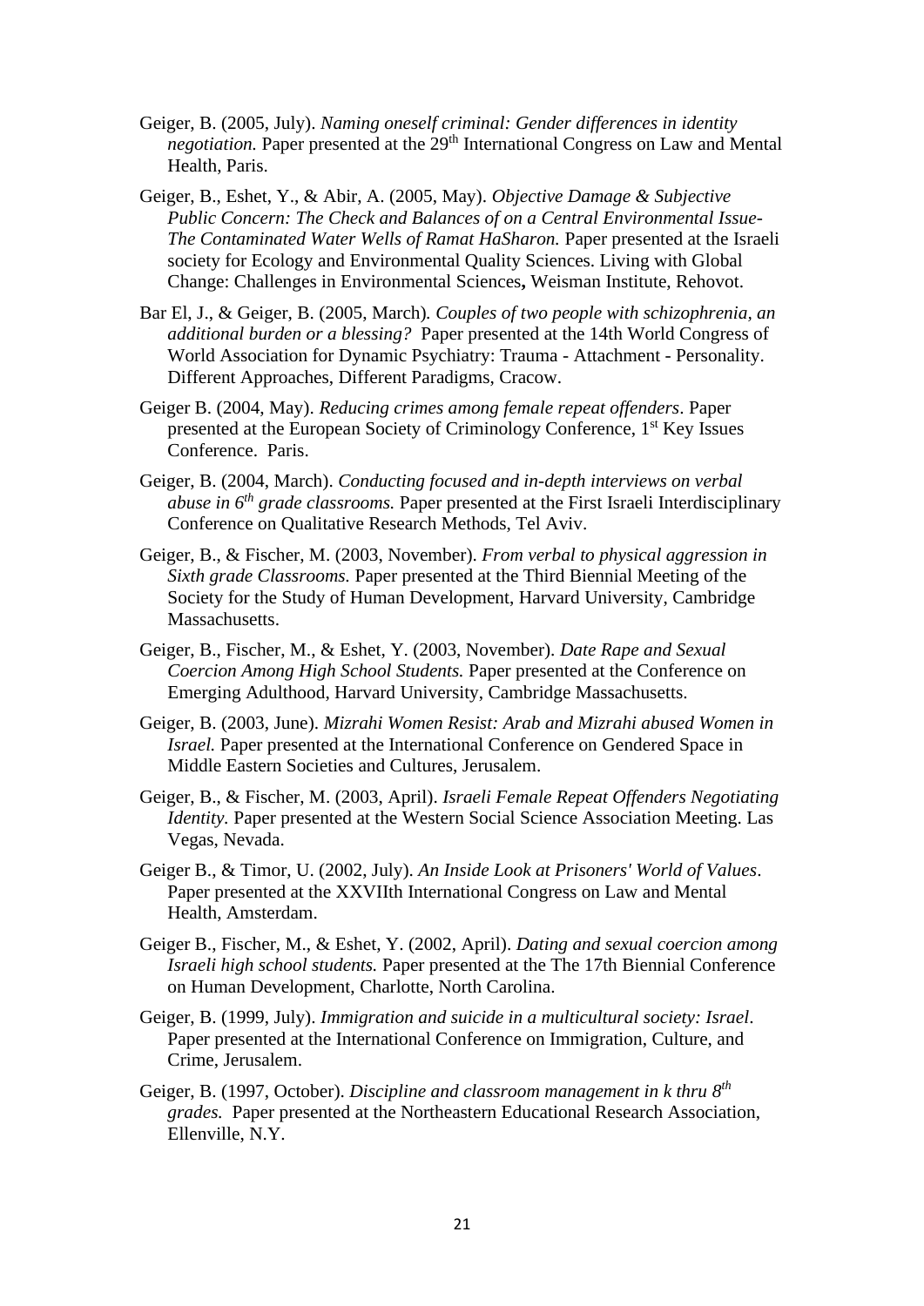Geiger, B. (2005, July). *Naming oneself criminal: Gender differences in identity negotiation.* Paper presented at the 29th International Congress on Law and Mental Health, Paris.

Geiger, B., Eshet, Y., & Abir, A. (2005, May). *Objective Damage & Subjective Public Concern: The Check and Balances of on a Central Environmental Issue- The Contaminated Water Wells of Ramat HaSharon.* Paper presented at the Israeli society for Ecology and Environmental Quality Sciences. Living with Global Change: Challenges in Environmental Sciences**,** Weisman Institute, Rehovot.

Bar El, J., & Geiger, B. (2005, March)*. Couples of two people with schizophrenia, an additional burden or a blessing?* Paper presented at the 14th World Congress of World Association for Dynamic Psychiatry: Trauma - Attachment - Personality. Different Approaches, Different Paradigms, Cracow.

Geiger B. (2004, May). *Reducing crimes among female repeat offenders*. Paper presented at the European Society of Criminology Conference, 1st Key Issues Conference. Paris.

Geiger, B. (2004, March). *Conducting focused and in-depth interviews on verbal abuse in 6th grade classrooms.* Paper presented at the First Israeli Interdisciplinary Conference on Qualitative Research Methods, Tel Aviv.

Geiger, B., & Fischer, M. (2003, November). *From verbal to physical aggression in Sixth grade Classrooms.* Paper presented at the Third Biennial Meeting of the Society for the Study of Human Development, Harvard University, Cambridge Massachusetts.

Geiger, B., Fischer, M., & Eshet, Y. (2003, November). *Date Rape and Sexual Coercion Among High School Students.* Paper presented at the Conference on Emerging Adulthood, Harvard University, Cambridge Massachusetts.

Geiger, B. (2003, June). *Mizrahi Women Resist: Arab and Mizrahi abused Women in Israel.* Paper presented at the International Conference on Gendered Space in Middle Eastern Societies and Cultures, Jerusalem.

Geiger, B., & Fischer, M. (2003, April). *Israeli Female Repeat Offenders Negotiating Identity.* Paper presented at the Western Social Science Association Meeting. Las Vegas, Nevada.

Geiger B., & Timor, U. (2002, July). *An Inside Look at Prisoners' World of Values*. Paper presented at the XXVIIth International Congress on Law and Mental Health, Amsterdam.

Geiger B., Fischer, M., & Eshet, Y. (2002, April). *Dating and sexual coercion among Israeli high school students.* Paper presented at the The 17th Biennial Conference on Human Development, Charlotte, North Carolina.

Geiger, B. (1999, July). *Immigration and suicide in a multicultural society: Israel*. Paper presented at the International Conference on Immigration, Culture, and Crime, Jerusalem.

Geiger, B. (1997, October). *Discipline and classroom management in k thru 8th grades.* Paper presented at the Northeastern Educational Research Association, Ellenville, N.Y.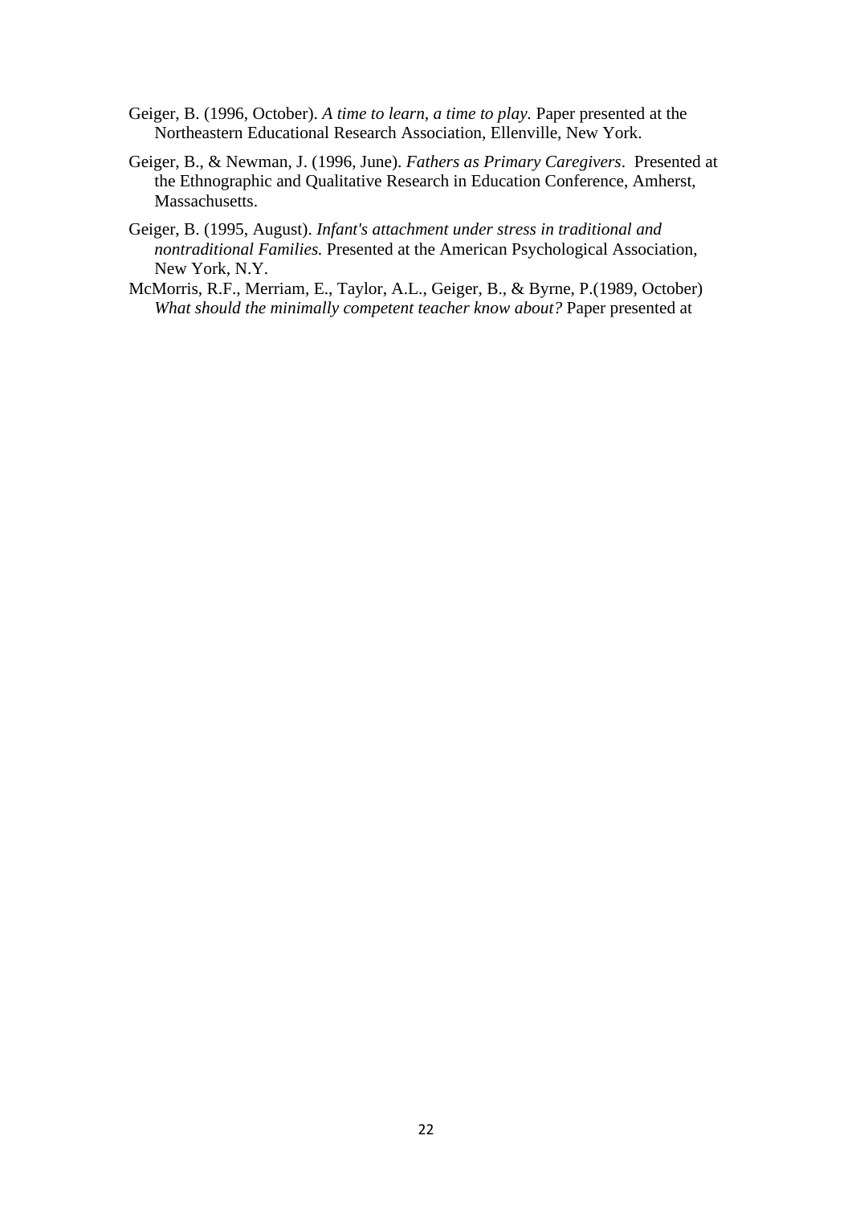Geiger, B. (1996, October). *A time to learn, a time to play.* Paper presented at the Northeastern Educational Research Association, Ellenville, New York.

Geiger, B., & Newman, J. (1996, June). *Fathers as Primary Caregivers*. Presented at the Ethnographic and Qualitative Research in Education Conference, Amherst, Massachusetts.

Geiger, B. (1995, August). *Infant's attachment under stress in traditional and nontraditional Families.* Presented at the American Psychological Association, New York, N.Y.

McMorris, R.F., Merriam, E., Taylor, A.L., Geiger, B., & Byrne, P.(1989, October) *What should the minimally competent teacher know about?* Paper presented at